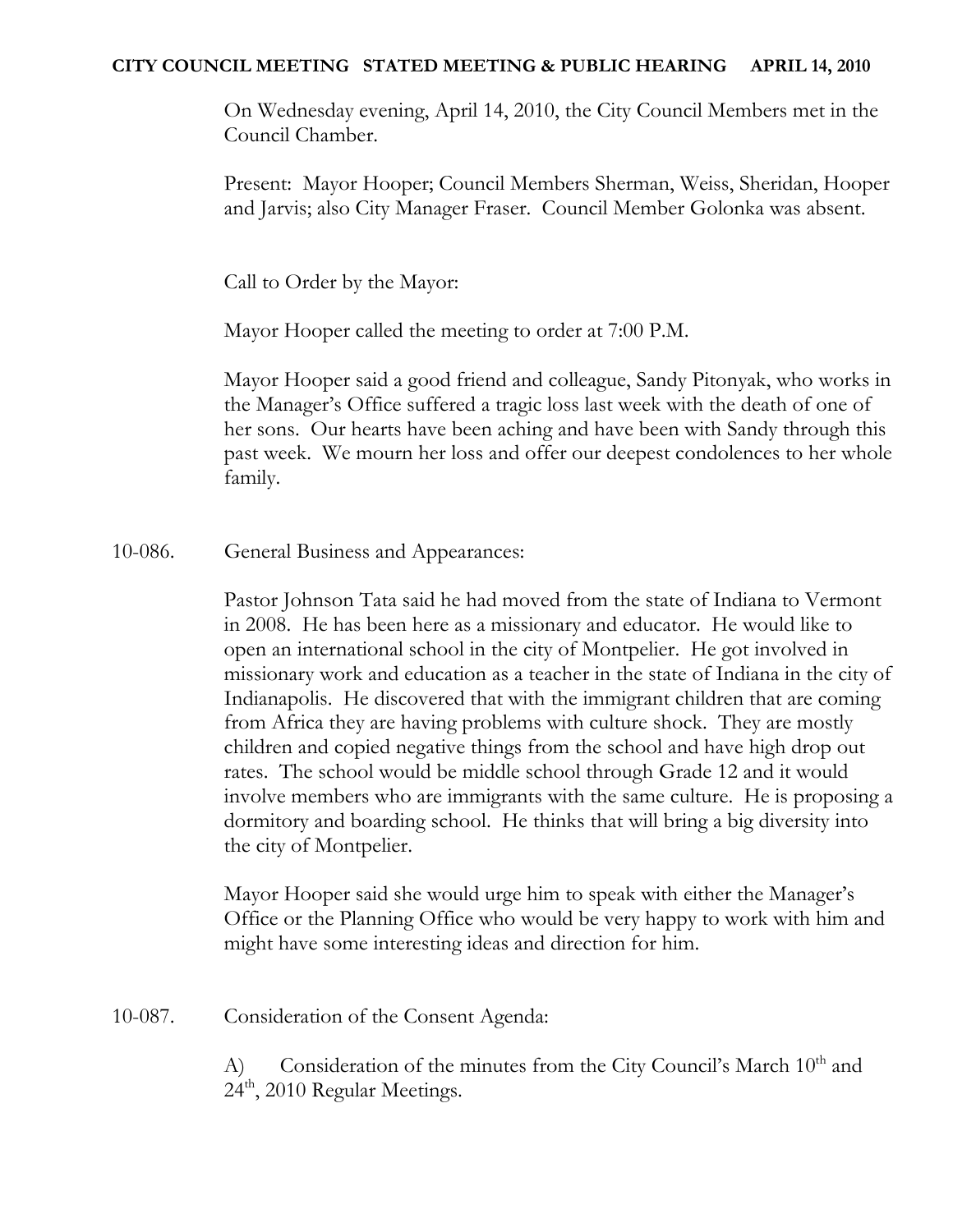**CITY COUNCIL MEETING STATED MEETING & PUBLIC HEARING APRIL 14, 2010**

On Wednesday evening, April 14, 2010, the City Council Members met in the Council Chamber.

Present: Mayor Hooper; Council Members Sherman, Weiss, Sheridan, Hooper and Jarvis; also City Manager Fraser. Council Member Golonka was absent.

Call to Order by the Mayor:

Mayor Hooper called the meeting to order at 7:00 P.M.

Mayor Hooper said a good friend and colleague, Sandy Pitonyak, who works in the Manager's Office suffered a tragic loss last week with the death of one of her sons. Our hearts have been aching and have been with Sandy through this past week. We mourn her loss and offer our deepest condolences to her whole family.

10-086. General Business and Appearances:

Pastor Johnson Tata said he had moved from the state of Indiana to Vermont in 2008. He has been here as a missionary and educator. He would like to open an international school in the city of Montpelier. He got involved in missionary work and education as a teacher in the state of Indiana in the city of Indianapolis. He discovered that with the immigrant children that are coming from Africa they are having problems with culture shock. They are mostly children and copied negative things from the school and have high drop out rates. The school would be middle school through Grade 12 and it would involve members who are immigrants with the same culture. He is proposing a dormitory and boarding school. He thinks that will bring a big diversity into the city of Montpelier.

Mayor Hooper said she would urge him to speak with either the Manager's Office or the Planning Office who would be very happy to work with him and might have some interesting ideas and direction for him.

10-087. Consideration of the Consent Agenda:

A) Consideration of the minutes from the City Council's March 10th and 24th, 2010 Regular Meetings.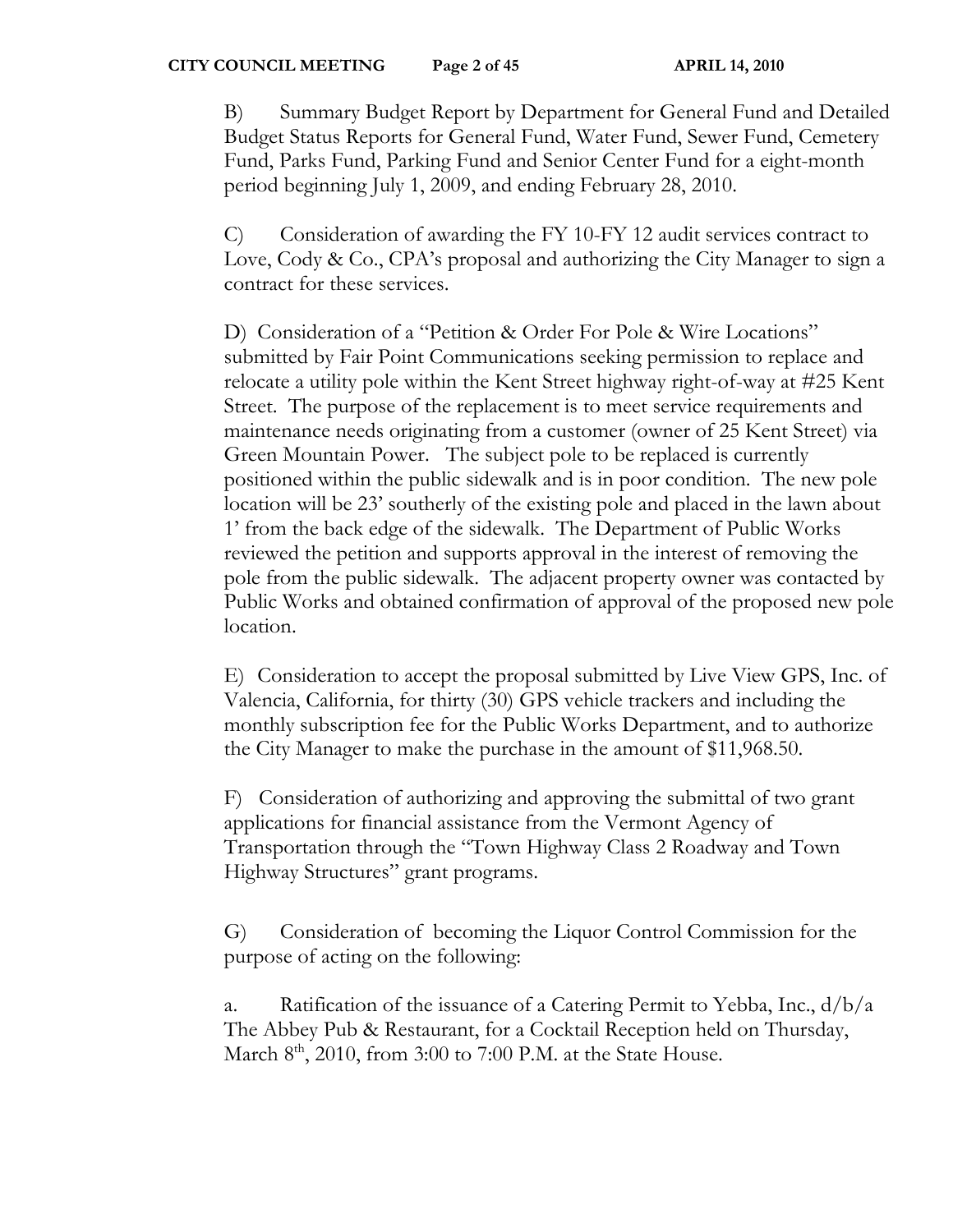B) Summary Budget Report by Department for General Fund and Detailed Budget Status Reports for General Fund, Water Fund, Sewer Fund, Cemetery Fund, Parks Fund, Parking Fund and Senior Center Fund for a eight-month period beginning July 1, 2009, and ending February 28, 2010.

C) Consideration of awarding the FY 10-FY 12 audit services contract to Love, Cody & Co., CPA's proposal and authorizing the City Manager to sign a contract for these services.

D) Consideration of a "Petition & Order For Pole & Wire Locations" submitted by Fair Point Communications seeking permission to replace and relocate a utility pole within the Kent Street highway right-of-way at #25 Kent Street. The purpose of the replacement is to meet service requirements and maintenance needs originating from a customer (owner of 25 Kent Street) via Green Mountain Power. The subject pole to be replaced is currently positioned within the public sidewalk and is in poor condition. The new pole location will be 23' southerly of the existing pole and placed in the lawn about 1' from the back edge of the sidewalk. The Department of Public Works reviewed the petition and supports approval in the interest of removing the pole from the public sidewalk. The adjacent property owner was contacted by Public Works and obtained confirmation of approval of the proposed new pole location.

E) Consideration to accept the proposal submitted by Live View GPS, Inc. of Valencia, California, for thirty (30) GPS vehicle trackers and including the monthly subscription fee for the Public Works Department, and to authorize the City Manager to make the purchase in the amount of $11,968.50.

F) Consideration of authorizing and approving the submittal of two grant applications for financial assistance from the Vermont Agency of Transportation through the "Town Highway Class 2 Roadway and Town Highway Structures" grant programs.

G) Consideration of becoming the Liquor Control Commission for the purpose of acting on the following:

a. Ratification of the issuance of a Catering Permit to Yebba, Inc., d/b/a The Abbey Pub & Restaurant, for a Cocktail Reception held on Thursday, March 8th, 2010, from 3:00 to 7:00 P.M. at the State House.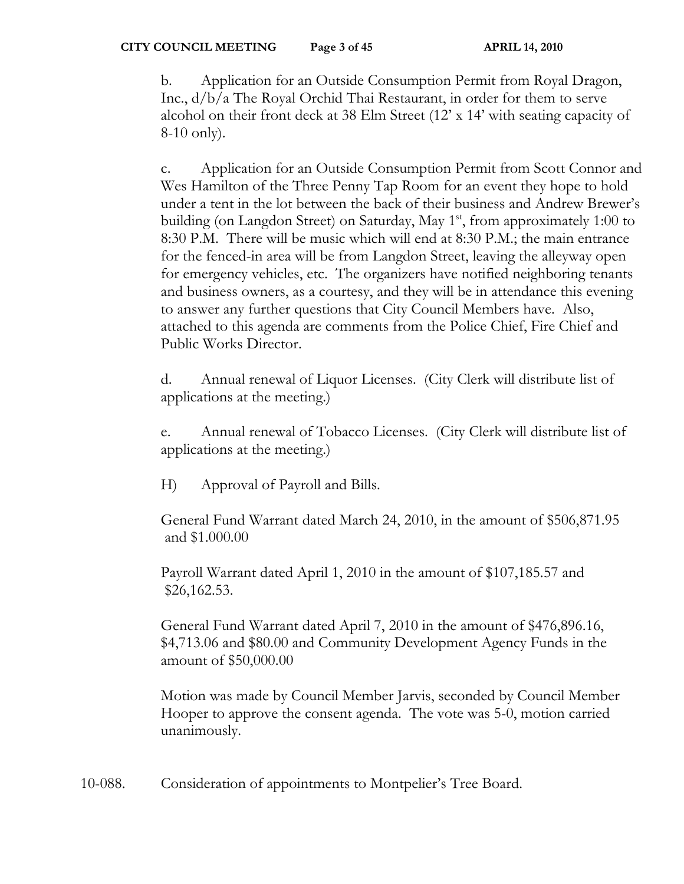b. Application for an Outside Consumption Permit from Royal Dragon, Inc., d/b/a The Royal Orchid Thai Restaurant, in order for them to serve alcohol on their front deck at 38 Elm Street (12' x 14' with seating capacity of 8-10 only).

c. Application for an Outside Consumption Permit from Scott Connor and Wes Hamilton of the Three Penny Tap Room for an event they hope to hold under a tent in the lot between the back of their business and Andrew Brewer's building (on Langdon Street) on Saturday, May 1st, from approximately 1:00 to 8:30 P.M. There will be music which will end at 8:30 P.M.; the main entrance for the fenced-in area will be from Langdon Street, leaving the alleyway open for emergency vehicles, etc. The organizers have notified neighboring tenants and business owners, as a courtesy, and they will be in attendance this evening to answer any further questions that City Council Members have. Also, attached to this agenda are comments from the Police Chief, Fire Chief and Public Works Director.

d. Annual renewal of Liquor Licenses. (City Clerk will distribute list of applications at the meeting.)

e. Annual renewal of Tobacco Licenses. (City Clerk will distribute list of applications at the meeting.)

H) Approval of Payroll and Bills.

General Fund Warrant dated March 24, 2010, in the amount of $506,871.95 and $1.000.00

Payroll Warrant dated April 1, 2010 in the amount of $107,185.57 and $26,162.53.

General Fund Warrant dated April 7, 2010 in the amount of $476,896.16, $4,713.06 and $80.00 and Community Development Agency Funds in the amount of $50,000.00

Motion was made by Council Member Jarvis, seconded by Council Member Hooper to approve the consent agenda. The vote was 5-0, motion carried unanimously.

10-088. Consideration of appointments to Montpelier's Tree Board.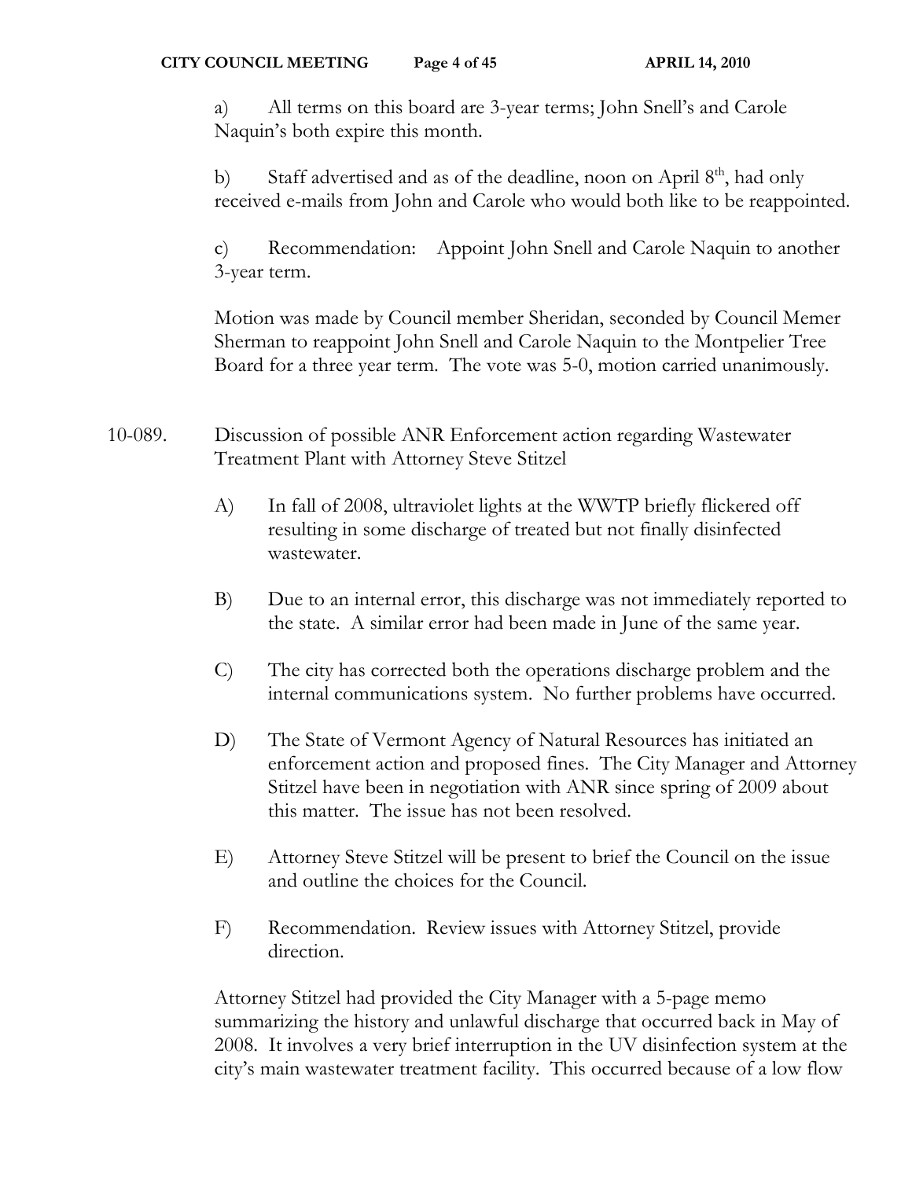a) All terms on this board are 3-year terms; John Snell's and Carole Naquin's both expire this month.

b) Staff advertised and as of the deadline, noon on April 8th, had only received e-mails from John and Carole who would both like to be reappointed.

c) Recommendation: Appoint John Snell and Carole Naquin to another 3-year term.

Motion was made by Council member Sheridan, seconded by Council Memer Sherman to reappoint John Snell and Carole Naquin to the Montpelier Tree Board for a three year term. The vote was 5-0, motion carried unanimously.

10-089. Discussion of possible ANR Enforcement action regarding Wastewater Treatment Plant with Attorney Steve Stitzel

A) In fall of 2008, ultraviolet lights at the WWTP briefly flickered off resulting in some discharge of treated but not finally disinfected wastewater.

B) Due to an internal error, this discharge was not immediately reported to the state. A similar error had been made in June of the same year.

C) The city has corrected both the operations discharge problem and the internal communications system. No further problems have occurred.

D) The State of Vermont Agency of Natural Resources has initiated an enforcement action and proposed fines. The City Manager and Attorney Stitzel have been in negotiation with ANR since spring of 2009 about this matter. The issue has not been resolved.

E) Attorney Steve Stitzel will be present to brief the Council on the issue and outline the choices for the Council.

F) Recommendation. Review issues with Attorney Stitzel, provide direction.

Attorney Stitzel had provided the City Manager with a 5-page memo summarizing the history and unlawful discharge that occurred back in May of 2008. It involves a very brief interruption in the UV disinfection system at the city's main wastewater treatment facility. This occurred because of a low flow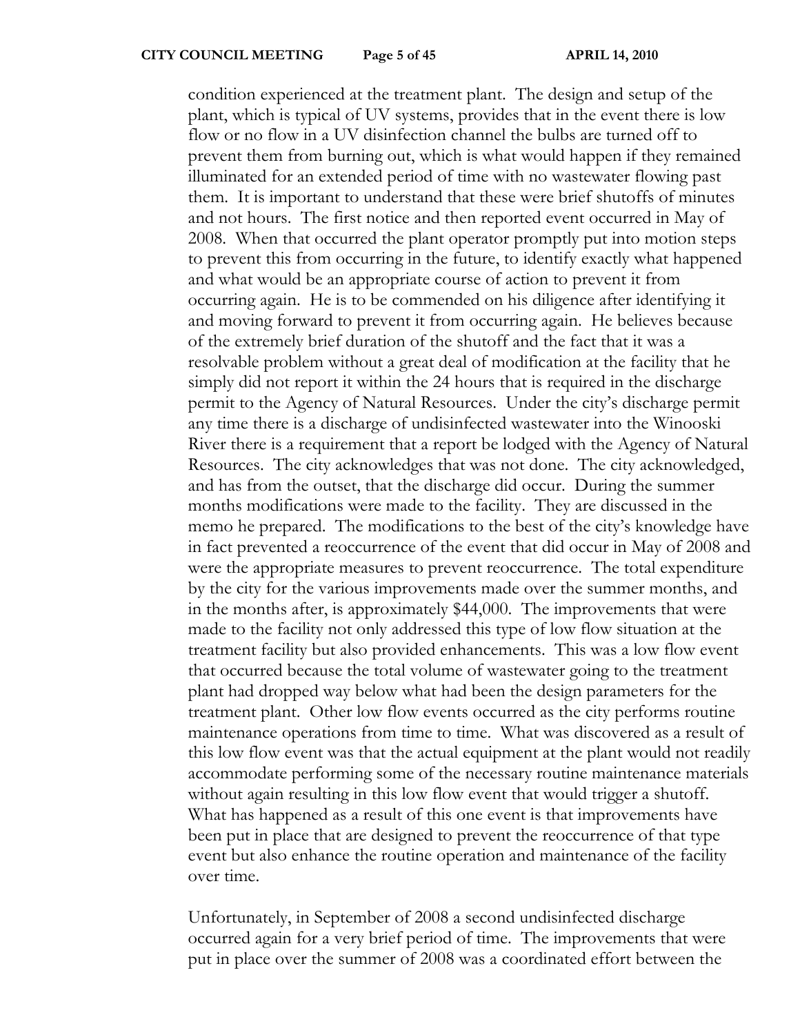condition experienced at the treatment plant. The design and setup of the plant, which is typical of UV systems, provides that in the event there is low flow or no flow in a UV disinfection channel the bulbs are turned off to prevent them from burning out, which is what would happen if they remained illuminated for an extended period of time with no wastewater flowing past them. It is important to understand that these were brief shutoffs of minutes and not hours. The first notice and then reported event occurred in May of 2008. When that occurred the plant operator promptly put into motion steps to prevent this from occurring in the future, to identify exactly what happened and what would be an appropriate course of action to prevent it from occurring again. He is to be commended on his diligence after identifying it and moving forward to prevent it from occurring again. He believes because of the extremely brief duration of the shutoff and the fact that it was a resolvable problem without a great deal of modification at the facility that he simply did not report it within the 24 hours that is required in the discharge permit to the Agency of Natural Resources. Under the city's discharge permit any time there is a discharge of undisinfected wastewater into the Winooski River there is a requirement that a report be lodged with the Agency of Natural Resources. The city acknowledges that was not done. The city acknowledged, and has from the outset, that the discharge did occur. During the summer months modifications were made to the facility. They are discussed in the memo he prepared. The modifications to the best of the city's knowledge have in fact prevented a reoccurrence of the event that did occur in May of 2008 and were the appropriate measures to prevent reoccurrence. The total expenditure by the city for the various improvements made over the summer months, and in the months after, is approximately $44,000. The improvements that were made to the facility not only addressed this type of low flow situation at the treatment facility but also provided enhancements. This was a low flow event that occurred because the total volume of wastewater going to the treatment plant had dropped way below what had been the design parameters for the treatment plant. Other low flow events occurred as the city performs routine maintenance operations from time to time. What was discovered as a result of this low flow event was that the actual equipment at the plant would not readily accommodate performing some of the necessary routine maintenance materials without again resulting in this low flow event that would trigger a shutoff. What has happened as a result of this one event is that improvements have been put in place that are designed to prevent the reoccurrence of that type event but also enhance the routine operation and maintenance of the facility over time.

Unfortunately, in September of 2008 a second undisinfected discharge occurred again for a very brief period of time. The improvements that were put in place over the summer of 2008 was a coordinated effort between the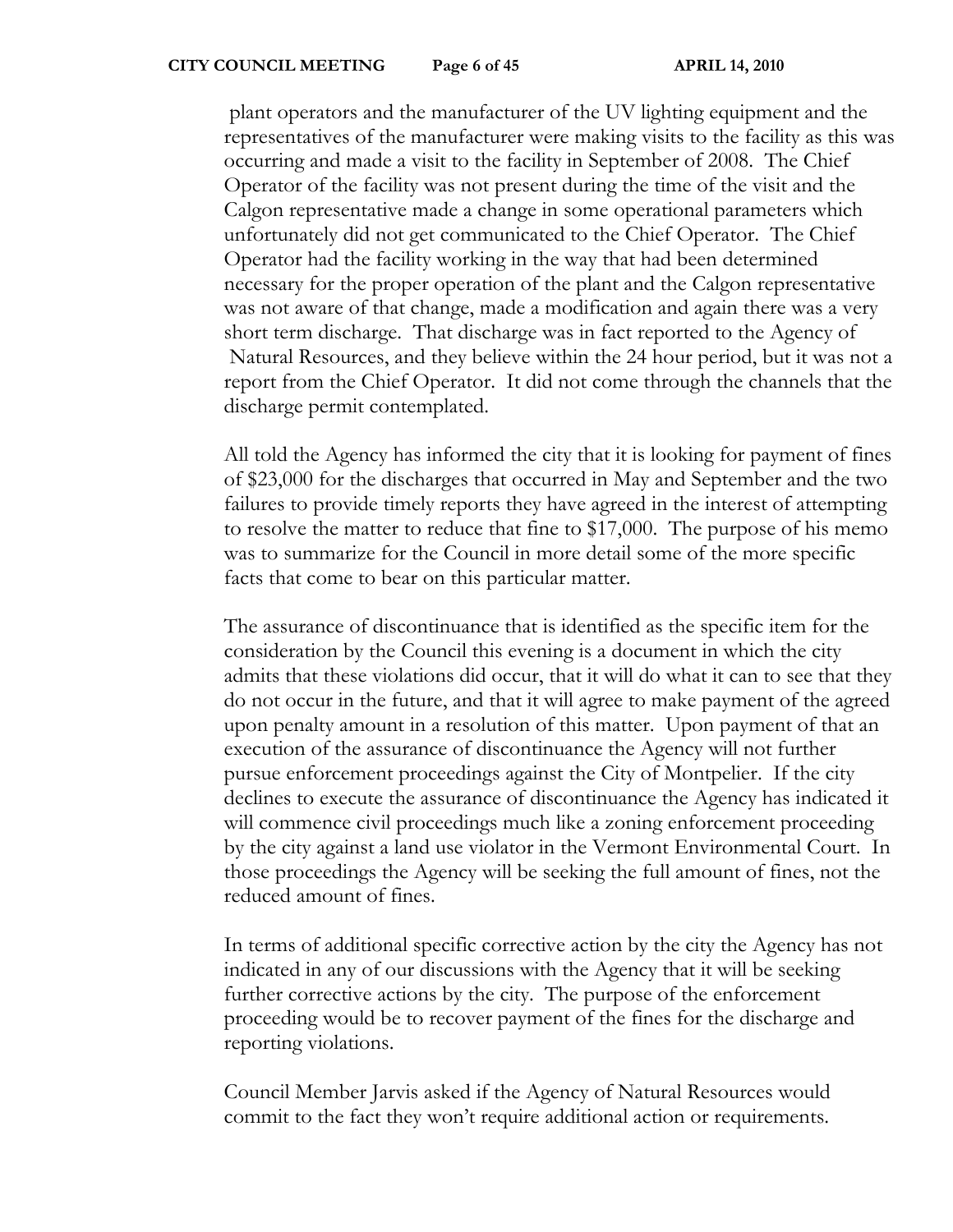plant operators and the manufacturer of the UV lighting equipment and the representatives of the manufacturer were making visits to the facility as this was occurring and made a visit to the facility in September of 2008. The Chief Operator of the facility was not present during the time of the visit and the Calgon representative made a change in some operational parameters which unfortunately did not get communicated to the Chief Operator. The Chief Operator had the facility working in the way that had been determined necessary for the proper operation of the plant and the Calgon representative was not aware of that change, made a modification and again there was a very short term discharge. That discharge was in fact reported to the Agency of Natural Resources, and they believe within the 24 hour period, but it was not a report from the Chief Operator. It did not come through the channels that the discharge permit contemplated.

All told the Agency has informed the city that it is looking for payment of fines of $23,000 for the discharges that occurred in May and September and the two failures to provide timely reports they have agreed in the interest of attempting to resolve the matter to reduce that fine to $17,000. The purpose of his memo was to summarize for the Council in more detail some of the more specific facts that come to bear on this particular matter.

The assurance of discontinuance that is identified as the specific item for the consideration by the Council this evening is a document in which the city admits that these violations did occur, that it will do what it can to see that they do not occur in the future, and that it will agree to make payment of the agreed upon penalty amount in a resolution of this matter. Upon payment of that an execution of the assurance of discontinuance the Agency will not further pursue enforcement proceedings against the City of Montpelier. If the city declines to execute the assurance of discontinuance the Agency has indicated it will commence civil proceedings much like a zoning enforcement proceeding by the city against a land use violator in the Vermont Environmental Court. In those proceedings the Agency will be seeking the full amount of fines, not the reduced amount of fines.

In terms of additional specific corrective action by the city the Agency has not indicated in any of our discussions with the Agency that it will be seeking further corrective actions by the city. The purpose of the enforcement proceeding would be to recover payment of the fines for the discharge and reporting violations.

Council Member Jarvis asked if the Agency of Natural Resources would commit to the fact they won't require additional action or requirements.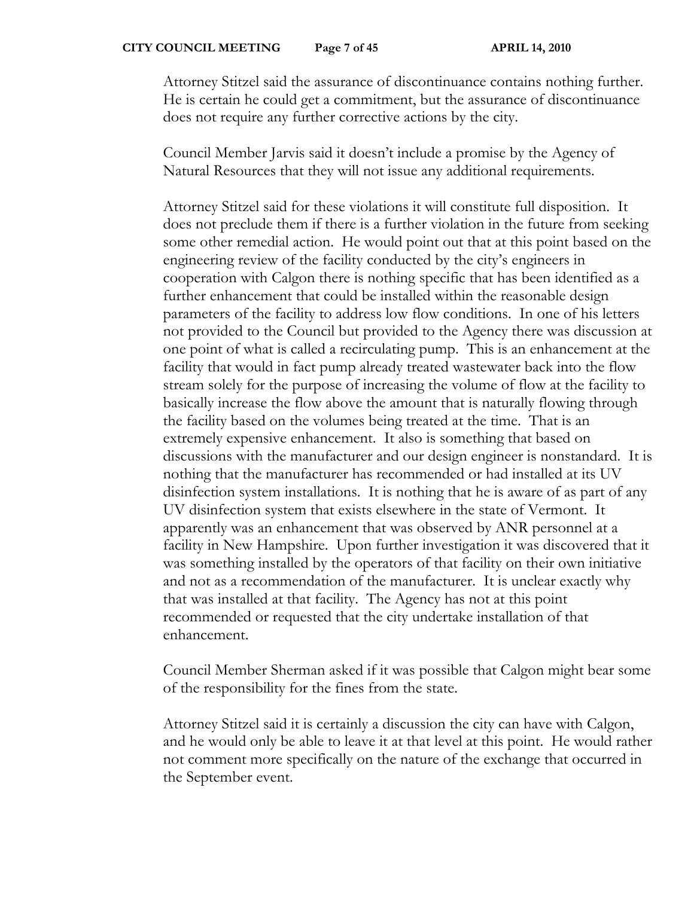Attorney Stitzel said the assurance of discontinuance contains nothing further. He is certain he could get a commitment, but the assurance of discontinuance does not require any further corrective actions by the city.

Council Member Jarvis said it doesn't include a promise by the Agency of Natural Resources that they will not issue any additional requirements.

Attorney Stitzel said for these violations it will constitute full disposition. It does not preclude them if there is a further violation in the future from seeking some other remedial action. He would point out that at this point based on the engineering review of the facility conducted by the city's engineers in cooperation with Calgon there is nothing specific that has been identified as a further enhancement that could be installed within the reasonable design parameters of the facility to address low flow conditions. In one of his letters not provided to the Council but provided to the Agency there was discussion at one point of what is called a recirculating pump. This is an enhancement at the facility that would in fact pump already treated wastewater back into the flow stream solely for the purpose of increasing the volume of flow at the facility to basically increase the flow above the amount that is naturally flowing through the facility based on the volumes being treated at the time. That is an extremely expensive enhancement. It also is something that based on discussions with the manufacturer and our design engineer is nonstandard. It is nothing that the manufacturer has recommended or had installed at its UV disinfection system installations. It is nothing that he is aware of as part of any UV disinfection system that exists elsewhere in the state of Vermont. It apparently was an enhancement that was observed by ANR personnel at a facility in New Hampshire. Upon further investigation it was discovered that it was something installed by the operators of that facility on their own initiative and not as a recommendation of the manufacturer. It is unclear exactly why that was installed at that facility. The Agency has not at this point recommended or requested that the city undertake installation of that enhancement.

Council Member Sherman asked if it was possible that Calgon might bear some of the responsibility for the fines from the state.

Attorney Stitzel said it is certainly a discussion the city can have with Calgon, and he would only be able to leave it at that level at this point. He would rather not comment more specifically on the nature of the exchange that occurred in the September event.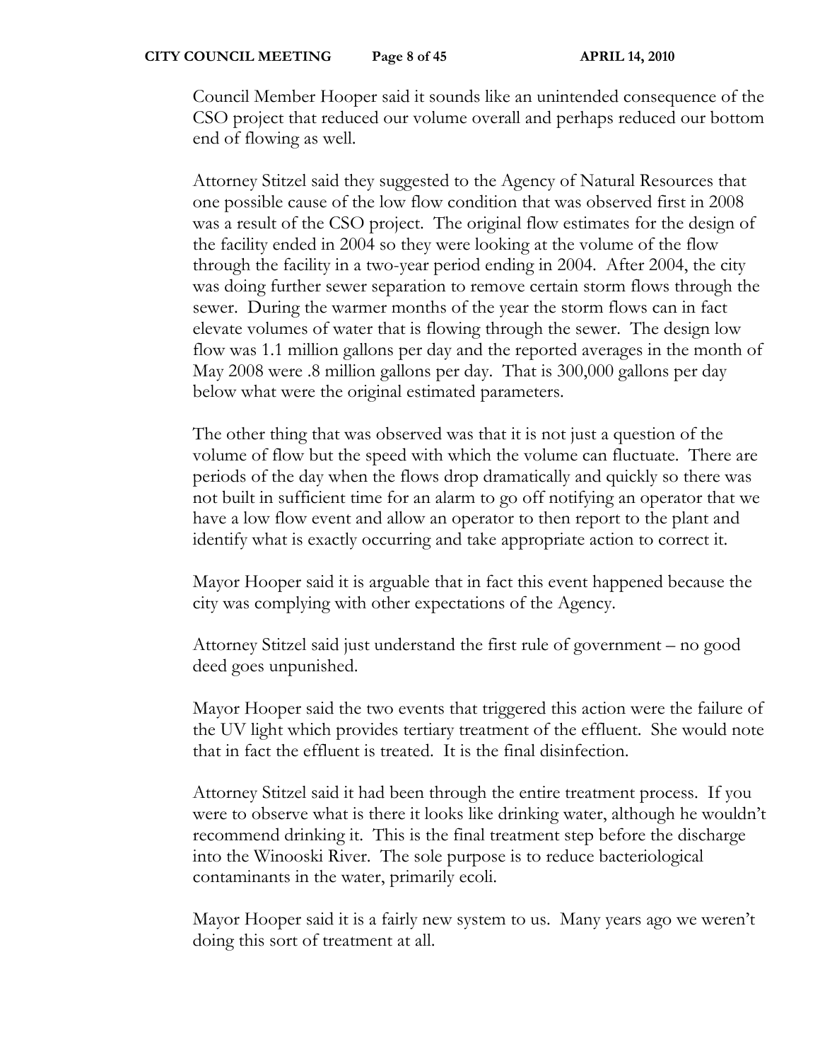Council Member Hooper said it sounds like an unintended consequence of the CSO project that reduced our volume overall and perhaps reduced our bottom end of flowing as well.

Attorney Stitzel said they suggested to the Agency of Natural Resources that one possible cause of the low flow condition that was observed first in 2008 was a result of the CSO project. The original flow estimates for the design of the facility ended in 2004 so they were looking at the volume of the flow through the facility in a two-year period ending in 2004. After 2004, the city was doing further sewer separation to remove certain storm flows through the sewer. During the warmer months of the year the storm flows can in fact elevate volumes of water that is flowing through the sewer. The design low flow was 1.1 million gallons per day and the reported averages in the month of May 2008 were .8 million gallons per day. That is 300,000 gallons per day below what were the original estimated parameters.

The other thing that was observed was that it is not just a question of the volume of flow but the speed with which the volume can fluctuate. There are periods of the day when the flows drop dramatically and quickly so there was not built in sufficient time for an alarm to go off notifying an operator that we have a low flow event and allow an operator to then report to the plant and identify what is exactly occurring and take appropriate action to correct it.

Mayor Hooper said it is arguable that in fact this event happened because the city was complying with other expectations of the Agency.

Attorney Stitzel said just understand the first rule of government – no good deed goes unpunished.

Mayor Hooper said the two events that triggered this action were the failure of the UV light which provides tertiary treatment of the effluent. She would note that in fact the effluent is treated. It is the final disinfection.

Attorney Stitzel said it had been through the entire treatment process. If you were to observe what is there it looks like drinking water, although he wouldn't recommend drinking it. This is the final treatment step before the discharge into the Winooski River. The sole purpose is to reduce bacteriological contaminants in the water, primarily ecoli.

Mayor Hooper said it is a fairly new system to us. Many years ago we weren't doing this sort of treatment at all.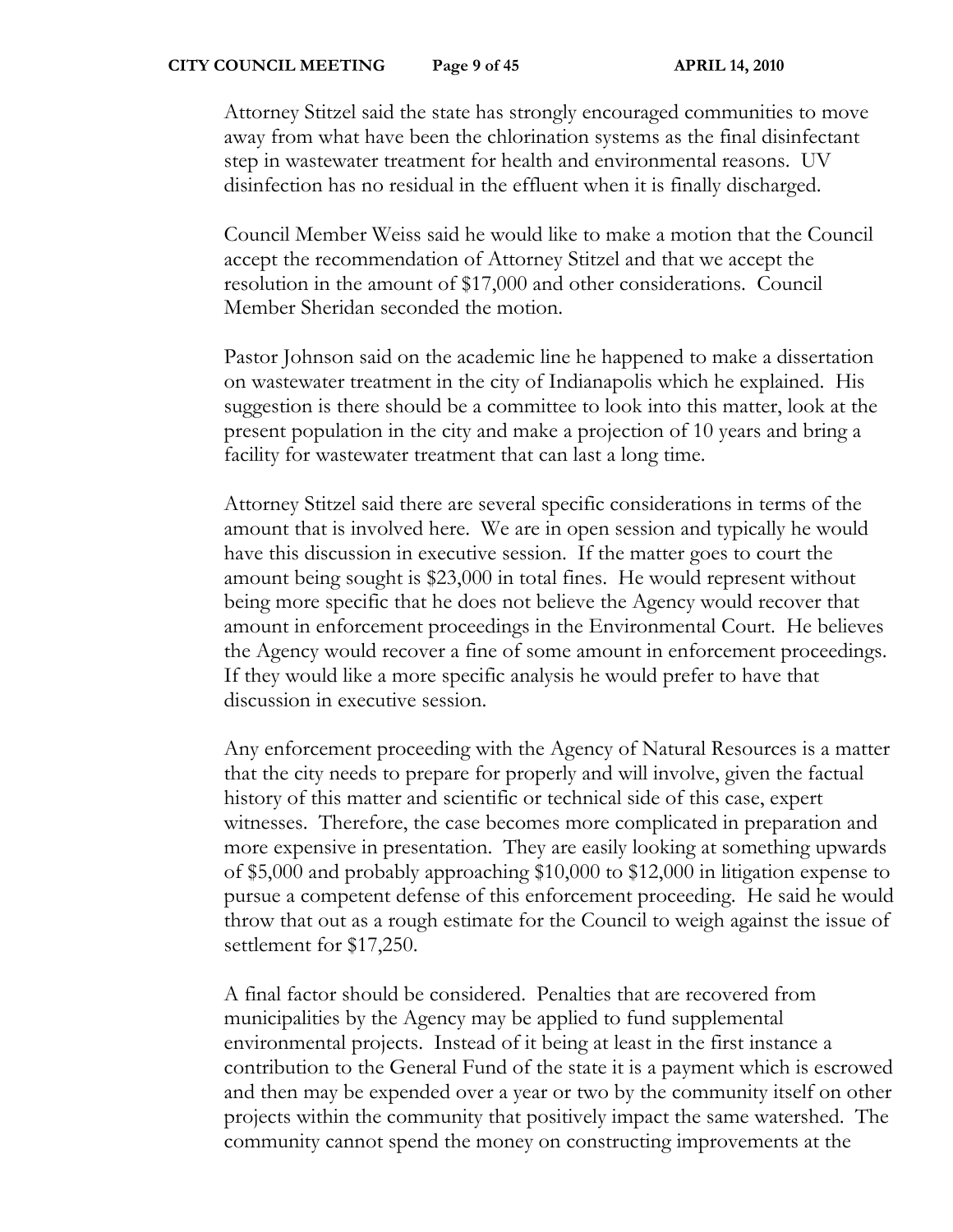Attorney Stitzel said the state has strongly encouraged communities to move away from what have been the chlorination systems as the final disinfectant step in wastewater treatment for health and environmental reasons. UV disinfection has no residual in the effluent when it is finally discharged.

Council Member Weiss said he would like to make a motion that the Council accept the recommendation of Attorney Stitzel and that we accept the resolution in the amount of $17,000 and other considerations. Council Member Sheridan seconded the motion.

Pastor Johnson said on the academic line he happened to make a dissertation on wastewater treatment in the city of Indianapolis which he explained. His suggestion is there should be a committee to look into this matter, look at the present population in the city and make a projection of 10 years and bring a facility for wastewater treatment that can last a long time.

Attorney Stitzel said there are several specific considerations in terms of the amount that is involved here. We are in open session and typically he would have this discussion in executive session. If the matter goes to court the amount being sought is $23,000 in total fines. He would represent without being more specific that he does not believe the Agency would recover that amount in enforcement proceedings in the Environmental Court. He believes the Agency would recover a fine of some amount in enforcement proceedings. If they would like a more specific analysis he would prefer to have that discussion in executive session.

Any enforcement proceeding with the Agency of Natural Resources is a matter that the city needs to prepare for properly and will involve, given the factual history of this matter and scientific or technical side of this case, expert witnesses. Therefore, the case becomes more complicated in preparation and more expensive in presentation. They are easily looking at something upwards of $5,000 and probably approaching $10,000 to $12,000 in litigation expense to pursue a competent defense of this enforcement proceeding. He said he would throw that out as a rough estimate for the Council to weigh against the issue of settlement for $17,250.

A final factor should be considered. Penalties that are recovered from municipalities by the Agency may be applied to fund supplemental environmental projects. Instead of it being at least in the first instance a contribution to the General Fund of the state it is a payment which is escrowed and then may be expended over a year or two by the community itself on other projects within the community that positively impact the same watershed. The community cannot spend the money on constructing improvements at the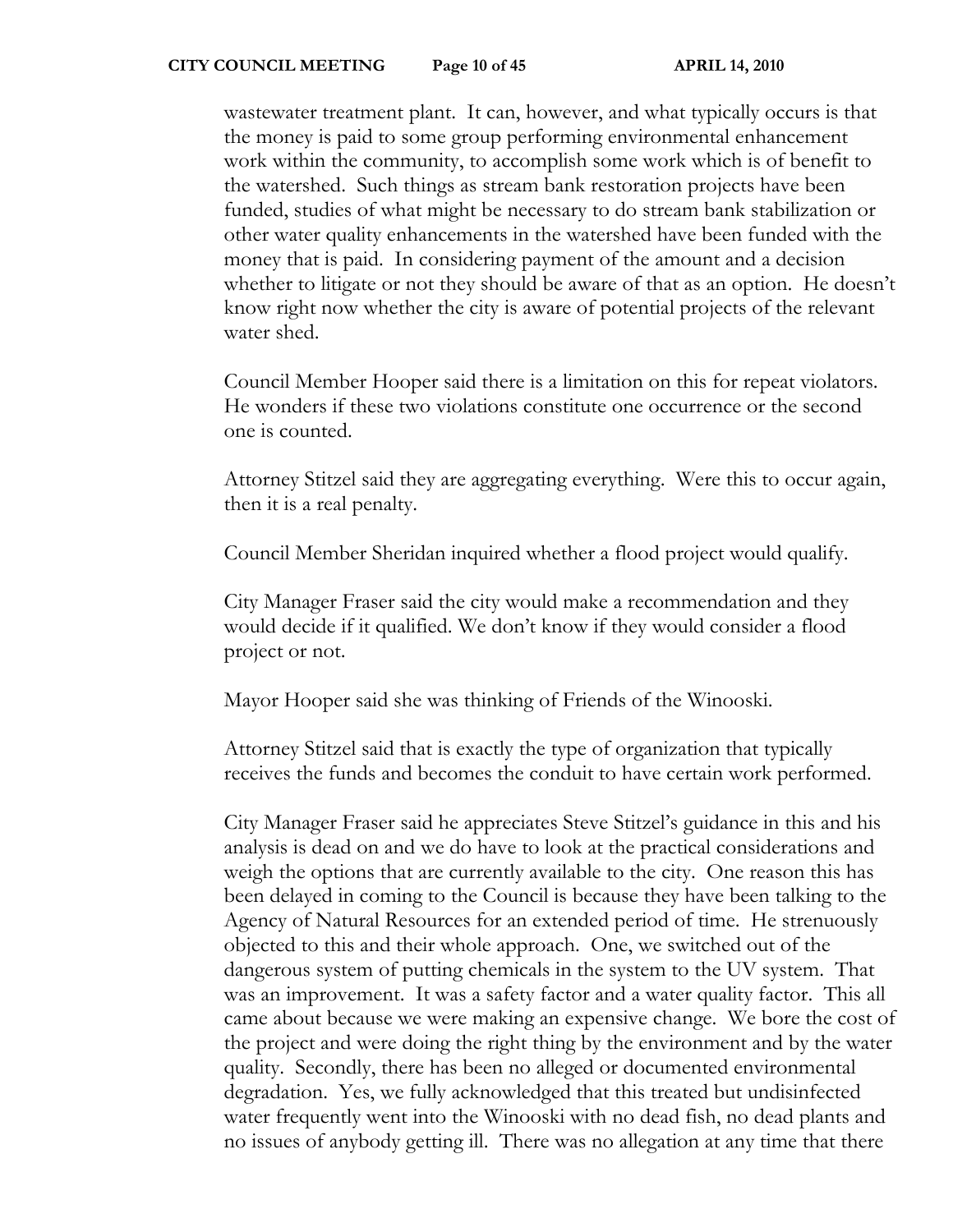wastewater treatment plant. It can, however, and what typically occurs is that the money is paid to some group performing environmental enhancement work within the community, to accomplish some work which is of benefit to the watershed. Such things as stream bank restoration projects have been funded, studies of what might be necessary to do stream bank stabilization or other water quality enhancements in the watershed have been funded with the money that is paid. In considering payment of the amount and a decision whether to litigate or not they should be aware of that as an option. He doesn't know right now whether the city is aware of potential projects of the relevant water shed.

Council Member Hooper said there is a limitation on this for repeat violators. He wonders if these two violations constitute one occurrence or the second one is counted.

Attorney Stitzel said they are aggregating everything. Were this to occur again, then it is a real penalty.

Council Member Sheridan inquired whether a flood project would qualify.

City Manager Fraser said the city would make a recommendation and they would decide if it qualified. We don't know if they would consider a flood project or not.

Mayor Hooper said she was thinking of Friends of the Winooski.

Attorney Stitzel said that is exactly the type of organization that typically receives the funds and becomes the conduit to have certain work performed.

City Manager Fraser said he appreciates Steve Stitzel's guidance in this and his analysis is dead on and we do have to look at the practical considerations and weigh the options that are currently available to the city. One reason this has been delayed in coming to the Council is because they have been talking to the Agency of Natural Resources for an extended period of time. He strenuously objected to this and their whole approach. One, we switched out of the dangerous system of putting chemicals in the system to the UV system. That was an improvement. It was a safety factor and a water quality factor. This all came about because we were making an expensive change. We bore the cost of the project and were doing the right thing by the environment and by the water quality. Secondly, there has been no alleged or documented environmental degradation. Yes, we fully acknowledged that this treated but undisinfected water frequently went into the Winooski with no dead fish, no dead plants and no issues of anybody getting ill. There was no allegation at any time that there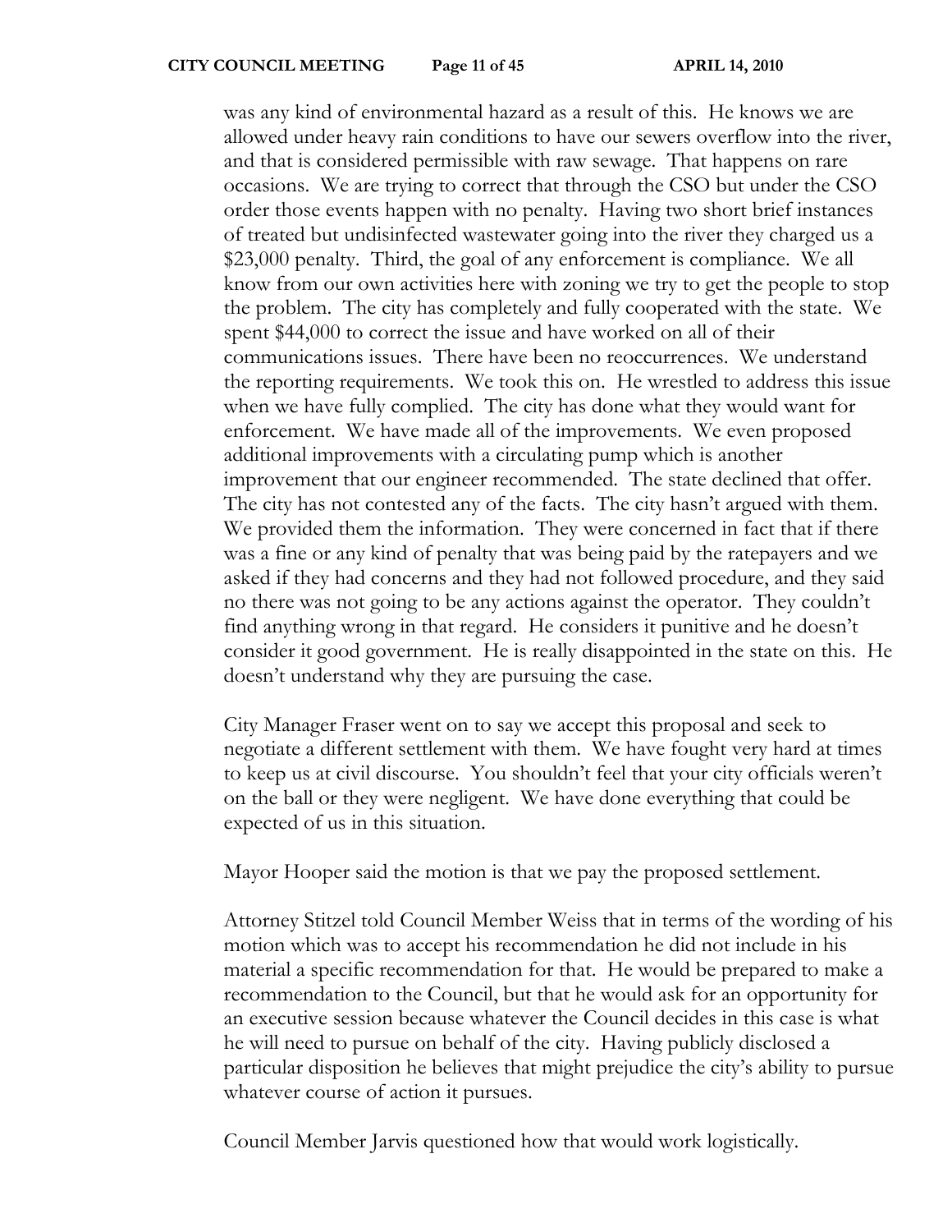was any kind of environmental hazard as a result of this. He knows we are allowed under heavy rain conditions to have our sewers overflow into the river, and that is considered permissible with raw sewage. That happens on rare occasions. We are trying to correct that through the CSO but under the CSO order those events happen with no penalty. Having two short brief instances of treated but undisinfected wastewater going into the river they charged us a \$23,000 penalty. Third, the goal of any enforcement is compliance. We all know from our own activities here with zoning we try to get the people to stop the problem. The city has completely and fully cooperated with the state. We spent \$44,000 to correct the issue and have worked on all of their communications issues. There have been no reoccurrences. We understand the reporting requirements. We took this on. He wrestled to address this issue when we have fully complied. The city has done what they would want for enforcement. We have made all of the improvements. We even proposed additional improvements with a circulating pump which is another improvement that our engineer recommended. The state declined that offer. The city has not contested any of the facts. The city hasn't argued with them. We provided them the information. They were concerned in fact that if there was a fine or any kind of penalty that was being paid by the ratepayers and we asked if they had concerns and they had not followed procedure, and they said no there was not going to be any actions against the operator. They couldn't find anything wrong in that regard. He considers it punitive and he doesn't consider it good government. He is really disappointed in the state on this. He doesn't understand why they are pursuing the case.

City Manager Fraser went on to say we accept this proposal and seek to negotiate a different settlement with them. We have fought very hard at times to keep us at civil discourse. You shouldn't feel that your city officials weren't on the ball or they were negligent. We have done everything that could be expected of us in this situation.

Mayor Hooper said the motion is that we pay the proposed settlement.

Attorney Stitzel told Council Member Weiss that in terms of the wording of his motion which was to accept his recommendation he did not include in his material a specific recommendation for that. He would be prepared to make a recommendation to the Council, but that he would ask for an opportunity for an executive session because whatever the Council decides in this case is what he will need to pursue on behalf of the city. Having publicly disclosed a particular disposition he believes that might prejudice the city's ability to pursue whatever course of action it pursues.

Council Member Jarvis questioned how that would work logistically.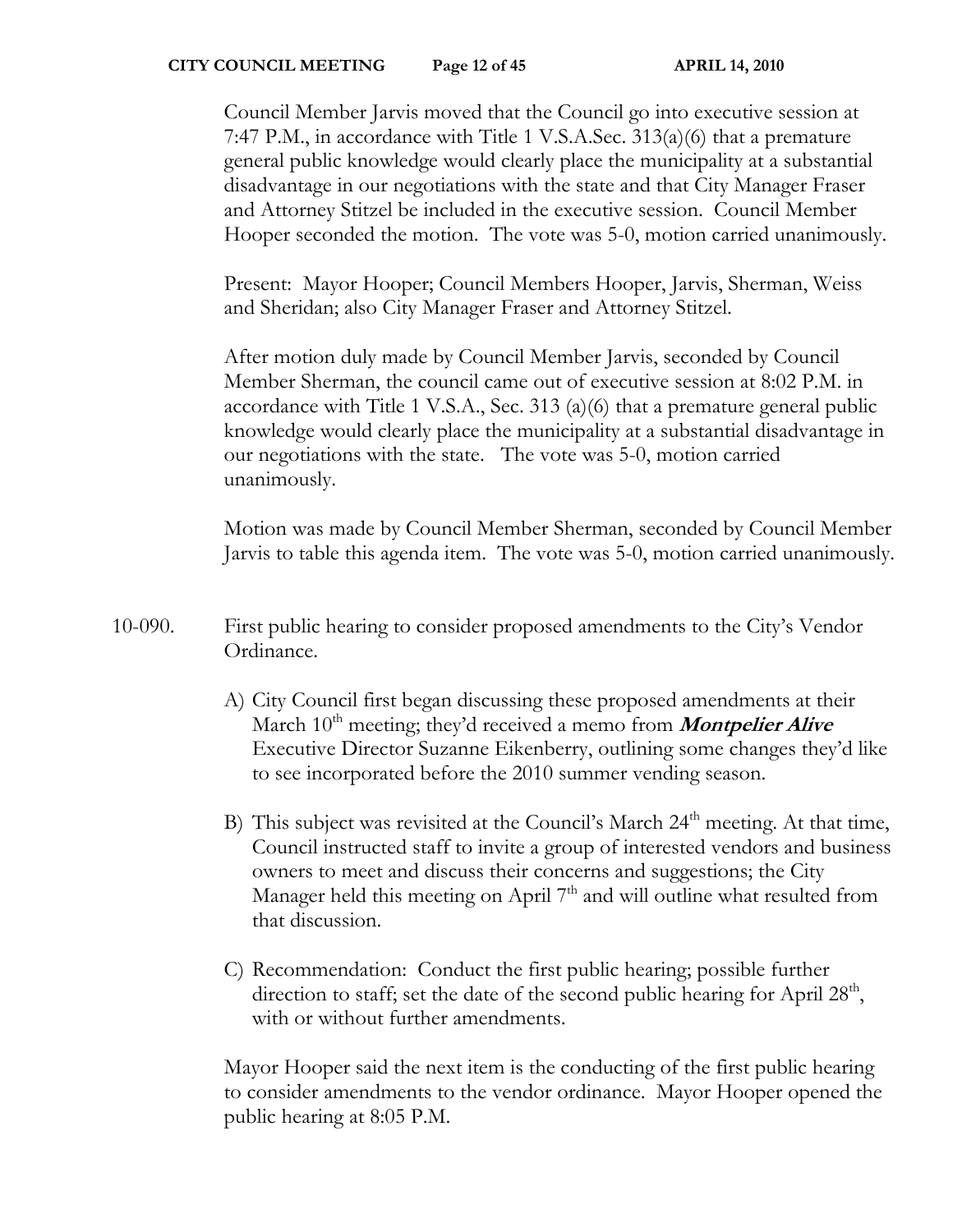Council Member Jarvis moved that the Council go into executive session at 7:47 P.M., in accordance with Title 1 V.S.A.Sec. 313(a)(6) that a premature general public knowledge would clearly place the municipality at a substantial disadvantage in our negotiations with the state and that City Manager Fraser and Attorney Stitzel be included in the executive session. Council Member Hooper seconded the motion. The vote was 5-0, motion carried unanimously.

Present: Mayor Hooper; Council Members Hooper, Jarvis, Sherman, Weiss and Sheridan; also City Manager Fraser and Attorney Stitzel.

After motion duly made by Council Member Jarvis, seconded by Council Member Sherman, the council came out of executive session at 8:02 P.M. in accordance with Title 1 V.S.A., Sec. 313 (a)(6) that a premature general public knowledge would clearly place the municipality at a substantial disadvantage in our negotiations with the state. The vote was 5-0, motion carried unanimously.

Motion was made by Council Member Sherman, seconded by Council Member Jarvis to table this agenda item. The vote was 5-0, motion carried unanimously.

10-090. First public hearing to consider proposed amendments to the City's Vendor Ordinance.

A) City Council first began discussing these proposed amendments at their March 10th meeting; they'd received a memo from ***Montpelier Alive*** Executive Director Suzanne Eikenberry, outlining some changes they'd like to see incorporated before the 2010 summer vending season.

B) This subject was revisited at the Council's March 24th meeting. At that time, Council instructed staff to invite a group of interested vendors and business owners to meet and discuss their concerns and suggestions; the City Manager held this meeting on April 7th and will outline what resulted from that discussion.

C) Recommendation: Conduct the first public hearing; possible further direction to staff; set the date of the second public hearing for April 28th, with or without further amendments.

Mayor Hooper said the next item is the conducting of the first public hearing to consider amendments to the vendor ordinance. Mayor Hooper opened the public hearing at 8:05 P.M.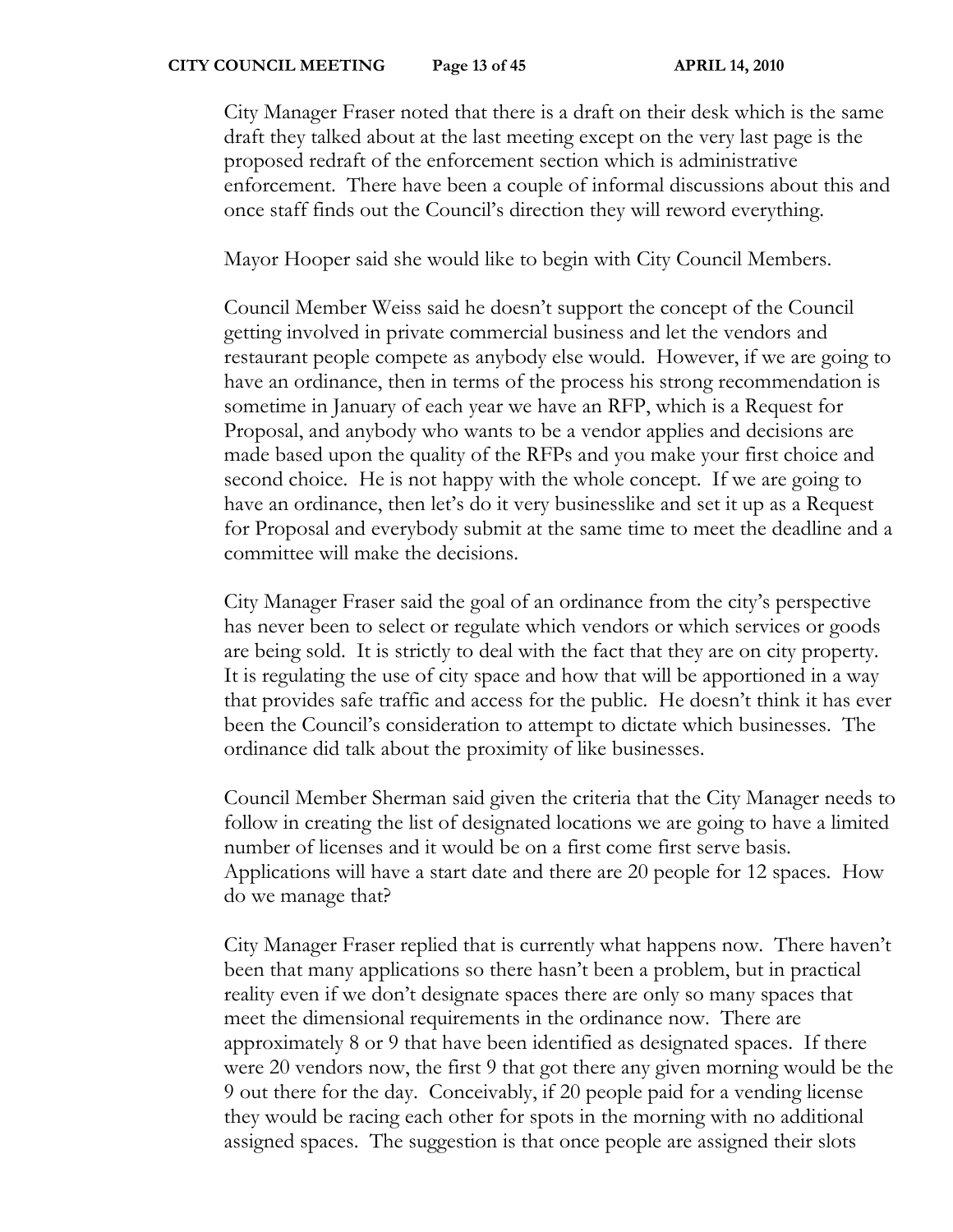City Manager Fraser noted that there is a draft on their desk which is the same draft they talked about at the last meeting except on the very last page is the proposed redraft of the enforcement section which is administrative enforcement. There have been a couple of informal discussions about this and once staff finds out the Council's direction they will reword everything.

Mayor Hooper said she would like to begin with City Council Members.

Council Member Weiss said he doesn't support the concept of the Council getting involved in private commercial business and let the vendors and restaurant people compete as anybody else would. However, if we are going to have an ordinance, then in terms of the process his strong recommendation is sometime in January of each year we have an RFP, which is a Request for Proposal, and anybody who wants to be a vendor applies and decisions are made based upon the quality of the RFPs and you make your first choice and second choice. He is not happy with the whole concept. If we are going to have an ordinance, then let's do it very businesslike and set it up as a Request for Proposal and everybody submit at the same time to meet the deadline and a committee will make the decisions.

City Manager Fraser said the goal of an ordinance from the city's perspective has never been to select or regulate which vendors or which services or goods are being sold. It is strictly to deal with the fact that they are on city property. It is regulating the use of city space and how that will be apportioned in a way that provides safe traffic and access for the public. He doesn't think it has ever been the Council's consideration to attempt to dictate which businesses. The ordinance did talk about the proximity of like businesses.

Council Member Sherman said given the criteria that the City Manager needs to follow in creating the list of designated locations we are going to have a limited number of licenses and it would be on a first come first serve basis. Applications will have a start date and there are 20 people for 12 spaces. How do we manage that?

City Manager Fraser replied that is currently what happens now. There haven't been that many applications so there hasn't been a problem, but in practical reality even if we don't designate spaces there are only so many spaces that meet the dimensional requirements in the ordinance now. There are approximately 8 or 9 that have been identified as designated spaces. If there were 20 vendors now, the first 9 that got there any given morning would be the 9 out there for the day. Conceivably, if 20 people paid for a vending license they would be racing each other for spots in the morning with no additional assigned spaces. The suggestion is that once people are assigned their slots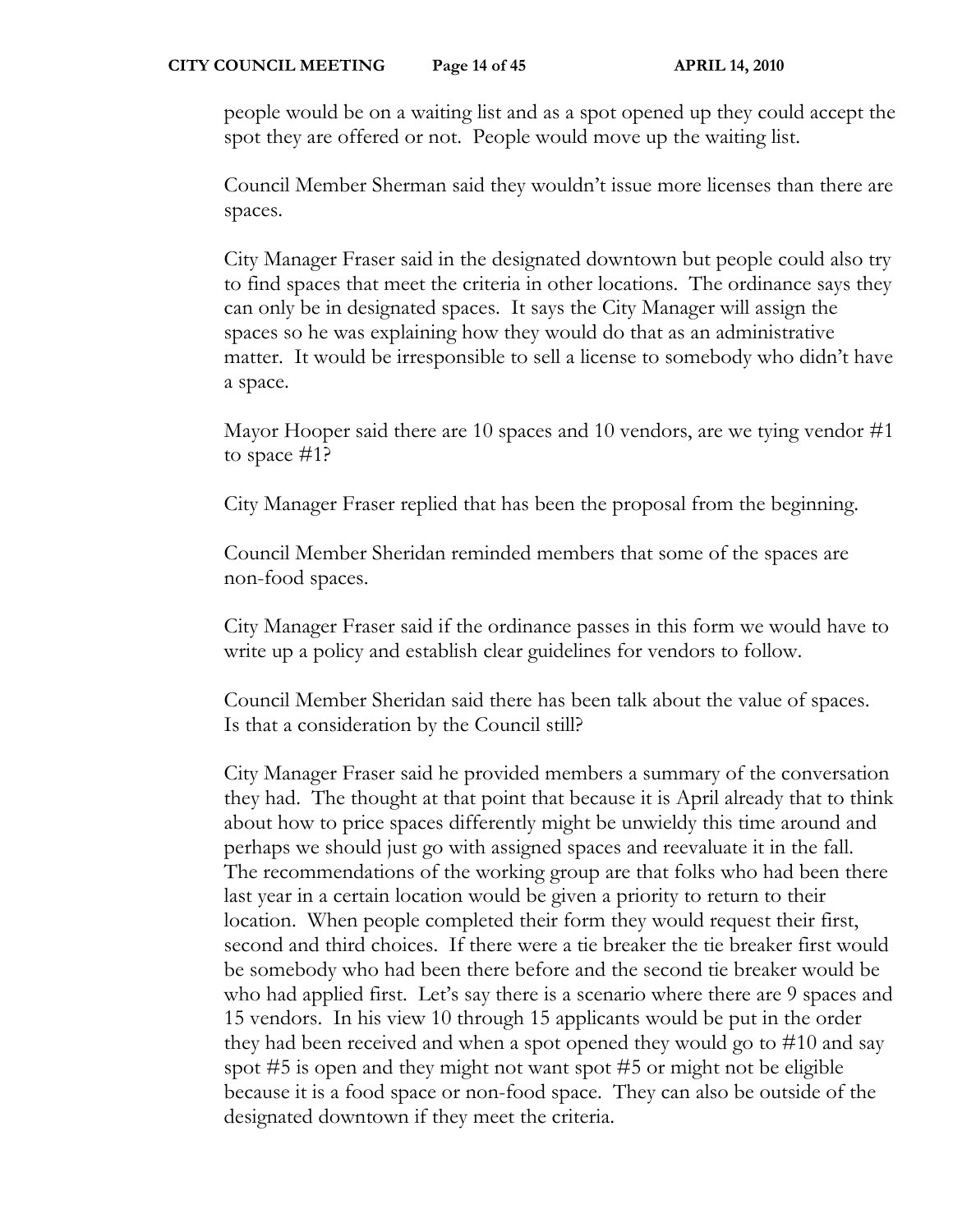people would be on a waiting list and as a spot opened up they could accept the spot they are offered or not. People would move up the waiting list.

Council Member Sherman said they wouldn't issue more licenses than there are spaces.

City Manager Fraser said in the designated downtown but people could also try to find spaces that meet the criteria in other locations. The ordinance says they can only be in designated spaces. It says the City Manager will assign the spaces so he was explaining how they would do that as an administrative matter. It would be irresponsible to sell a license to somebody who didn't have a space.

Mayor Hooper said there are 10 spaces and 10 vendors, are we tying vendor #1 to space #1?

City Manager Fraser replied that has been the proposal from the beginning.

Council Member Sheridan reminded members that some of the spaces are non-food spaces.

City Manager Fraser said if the ordinance passes in this form we would have to write up a policy and establish clear guidelines for vendors to follow.

Council Member Sheridan said there has been talk about the value of spaces. Is that a consideration by the Council still?

City Manager Fraser said he provided members a summary of the conversation they had. The thought at that point that because it is April already that to think about how to price spaces differently might be unwieldy this time around and perhaps we should just go with assigned spaces and reevaluate it in the fall. The recommendations of the working group are that folks who had been there last year in a certain location would be given a priority to return to their location. When people completed their form they would request their first, second and third choices. If there were a tie breaker the tie breaker first would be somebody who had been there before and the second tie breaker would be who had applied first. Let's say there is a scenario where there are 9 spaces and 15 vendors. In his view 10 through 15 applicants would be put in the order they had been received and when a spot opened they would go to #10 and say spot #5 is open and they might not want spot #5 or might not be eligible because it is a food space or non-food space. They can also be outside of the designated downtown if they meet the criteria.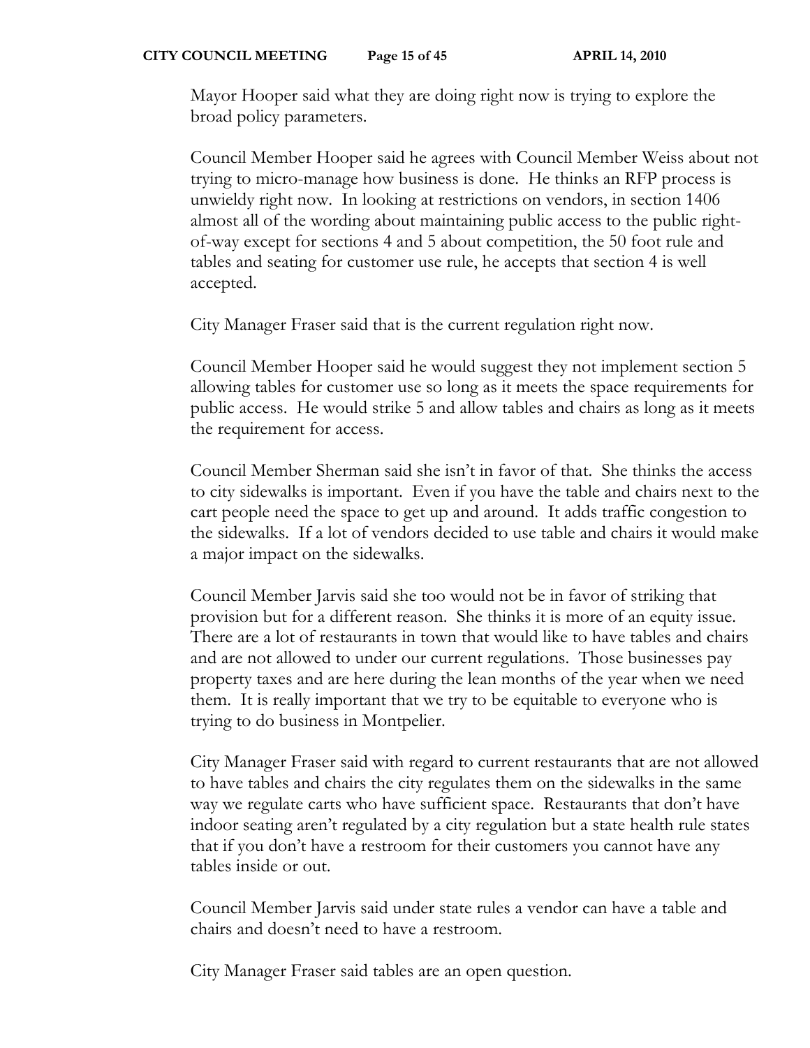Mayor Hooper said what they are doing right now is trying to explore the broad policy parameters.

Council Member Hooper said he agrees with Council Member Weiss about not trying to micro-manage how business is done. He thinks an RFP process is unwieldy right now. In looking at restrictions on vendors, in section 1406 almost all of the wording about maintaining public access to the public right-of-way except for sections 4 and 5 about competition, the 50 foot rule and tables and seating for customer use rule, he accepts that section 4 is well accepted.

City Manager Fraser said that is the current regulation right now.

Council Member Hooper said he would suggest they not implement section 5 allowing tables for customer use so long as it meets the space requirements for public access. He would strike 5 and allow tables and chairs as long as it meets the requirement for access.

Council Member Sherman said she isn't in favor of that. She thinks the access to city sidewalks is important. Even if you have the table and chairs next to the cart people need the space to get up and around. It adds traffic congestion to the sidewalks. If a lot of vendors decided to use table and chairs it would make a major impact on the sidewalks.

Council Member Jarvis said she too would not be in favor of striking that provision but for a different reason. She thinks it is more of an equity issue. There are a lot of restaurants in town that would like to have tables and chairs and are not allowed to under our current regulations. Those businesses pay property taxes and are here during the lean months of the year when we need them. It is really important that we try to be equitable to everyone who is trying to do business in Montpelier.

City Manager Fraser said with regard to current restaurants that are not allowed to have tables and chairs the city regulates them on the sidewalks in the same way we regulate carts who have sufficient space. Restaurants that don't have indoor seating aren't regulated by a city regulation but a state health rule states that if you don't have a restroom for their customers you cannot have any tables inside or out.

Council Member Jarvis said under state rules a vendor can have a table and chairs and doesn't need to have a restroom.

City Manager Fraser said tables are an open question.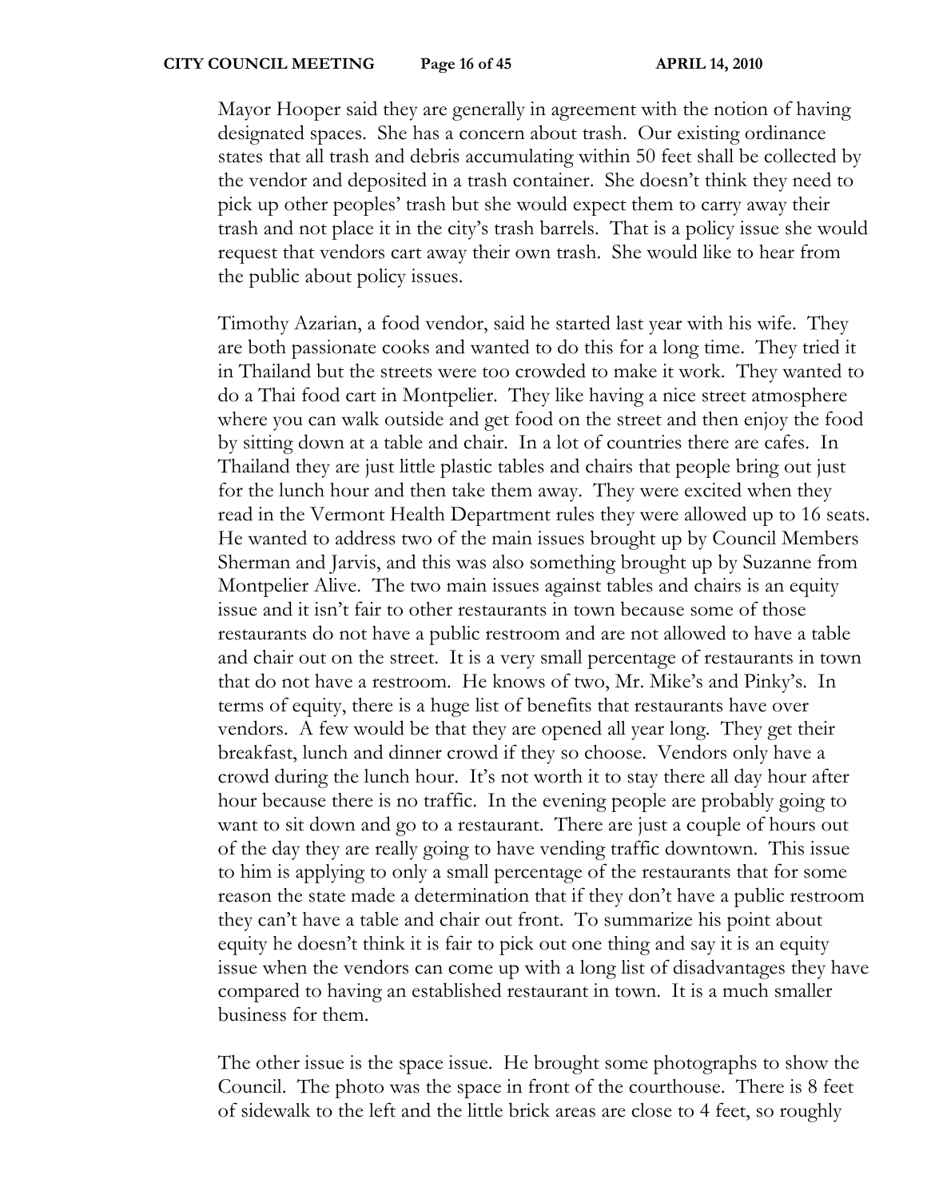Mayor Hooper said they are generally in agreement with the notion of having designated spaces. She has a concern about trash. Our existing ordinance states that all trash and debris accumulating within 50 feet shall be collected by the vendor and deposited in a trash container. She doesn't think they need to pick up other peoples' trash but she would expect them to carry away their trash and not place it in the city's trash barrels. That is a policy issue she would request that vendors cart away their own trash. She would like to hear from the public about policy issues.

Timothy Azarian, a food vendor, said he started last year with his wife. They are both passionate cooks and wanted to do this for a long time. They tried it in Thailand but the streets were too crowded to make it work. They wanted to do a Thai food cart in Montpelier. They like having a nice street atmosphere where you can walk outside and get food on the street and then enjoy the food by sitting down at a table and chair. In a lot of countries there are cafes. In Thailand they are just little plastic tables and chairs that people bring out just for the lunch hour and then take them away. They were excited when they read in the Vermont Health Department rules they were allowed up to 16 seats. He wanted to address two of the main issues brought up by Council Members Sherman and Jarvis, and this was also something brought up by Suzanne from Montpelier Alive. The two main issues against tables and chairs is an equity issue and it isn't fair to other restaurants in town because some of those restaurants do not have a public restroom and are not allowed to have a table and chair out on the street. It is a very small percentage of restaurants in town that do not have a restroom. He knows of two, Mr. Mike's and Pinky's. In terms of equity, there is a huge list of benefits that restaurants have over vendors. A few would be that they are opened all year long. They get their breakfast, lunch and dinner crowd if they so choose. Vendors only have a crowd during the lunch hour. It's not worth it to stay there all day hour after hour because there is no traffic. In the evening people are probably going to want to sit down and go to a restaurant. There are just a couple of hours out of the day they are really going to have vending traffic downtown. This issue to him is applying to only a small percentage of the restaurants that for some reason the state made a determination that if they don't have a public restroom they can't have a table and chair out front. To summarize his point about equity he doesn't think it is fair to pick out one thing and say it is an equity issue when the vendors can come up with a long list of disadvantages they have compared to having an established restaurant in town. It is a much smaller business for them.

The other issue is the space issue. He brought some photographs to show the Council. The photo was the space in front of the courthouse. There is 8 feet of sidewalk to the left and the little brick areas are close to 4 feet, so roughly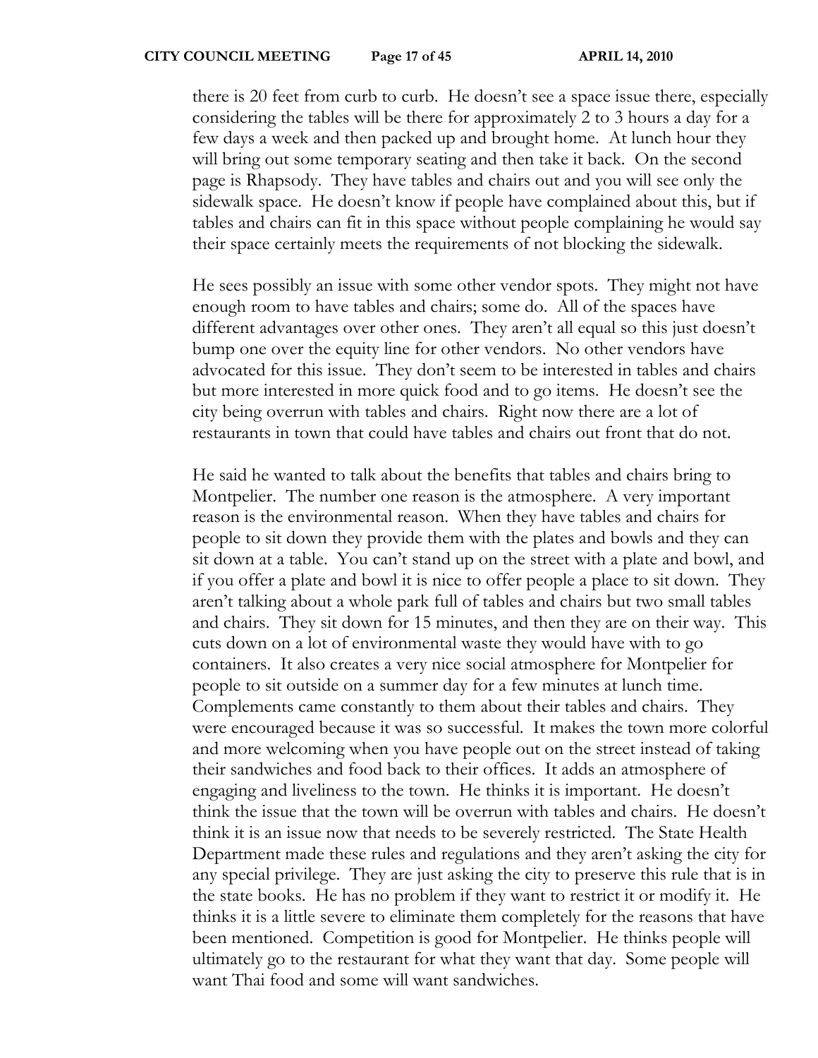there is 20 feet from curb to curb. He doesn't see a space issue there, especially considering the tables will be there for approximately 2 to 3 hours a day for a few days a week and then packed up and brought home. At lunch hour they will bring out some temporary seating and then take it back. On the second page is Rhapsody. They have tables and chairs out and you will see only the sidewalk space. He doesn't know if people have complained about this, but if tables and chairs can fit in this space without people complaining he would say their space certainly meets the requirements of not blocking the sidewalk.

He sees possibly an issue with some other vendor spots. They might not have enough room to have tables and chairs; some do. All of the spaces have different advantages over other ones. They aren't all equal so this just doesn't bump one over the equity line for other vendors. No other vendors have advocated for this issue. They don't seem to be interested in tables and chairs but more interested in more quick food and to go items. He doesn't see the city being overrun with tables and chairs. Right now there are a lot of restaurants in town that could have tables and chairs out front that do not.

He said he wanted to talk about the benefits that tables and chairs bring to Montpelier. The number one reason is the atmosphere. A very important reason is the environmental reason. When they have tables and chairs for people to sit down they provide them with the plates and bowls and they can sit down at a table. You can't stand up on the street with a plate and bowl, and if you offer a plate and bowl it is nice to offer people a place to sit down. They aren't talking about a whole park full of tables and chairs but two small tables and chairs. They sit down for 15 minutes, and then they are on their way. This cuts down on a lot of environmental waste they would have with to go containers. It also creates a very nice social atmosphere for Montpelier for people to sit outside on a summer day for a few minutes at lunch time. Complements came constantly to them about their tables and chairs. They were encouraged because it was so successful. It makes the town more colorful and more welcoming when you have people out on the street instead of taking their sandwiches and food back to their offices. It adds an atmosphere of engaging and liveliness to the town. He thinks it is important. He doesn't think the issue that the town will be overrun with tables and chairs. He doesn't think it is an issue now that needs to be severely restricted. The State Health Department made these rules and regulations and they aren't asking the city for any special privilege. They are just asking the city to preserve this rule that is in the state books. He has no problem if they want to restrict it or modify it. He thinks it is a little severe to eliminate them completely for the reasons that have been mentioned. Competition is good for Montpelier. He thinks people will ultimately go to the restaurant for what they want that day. Some people will want Thai food and some will want sandwiches.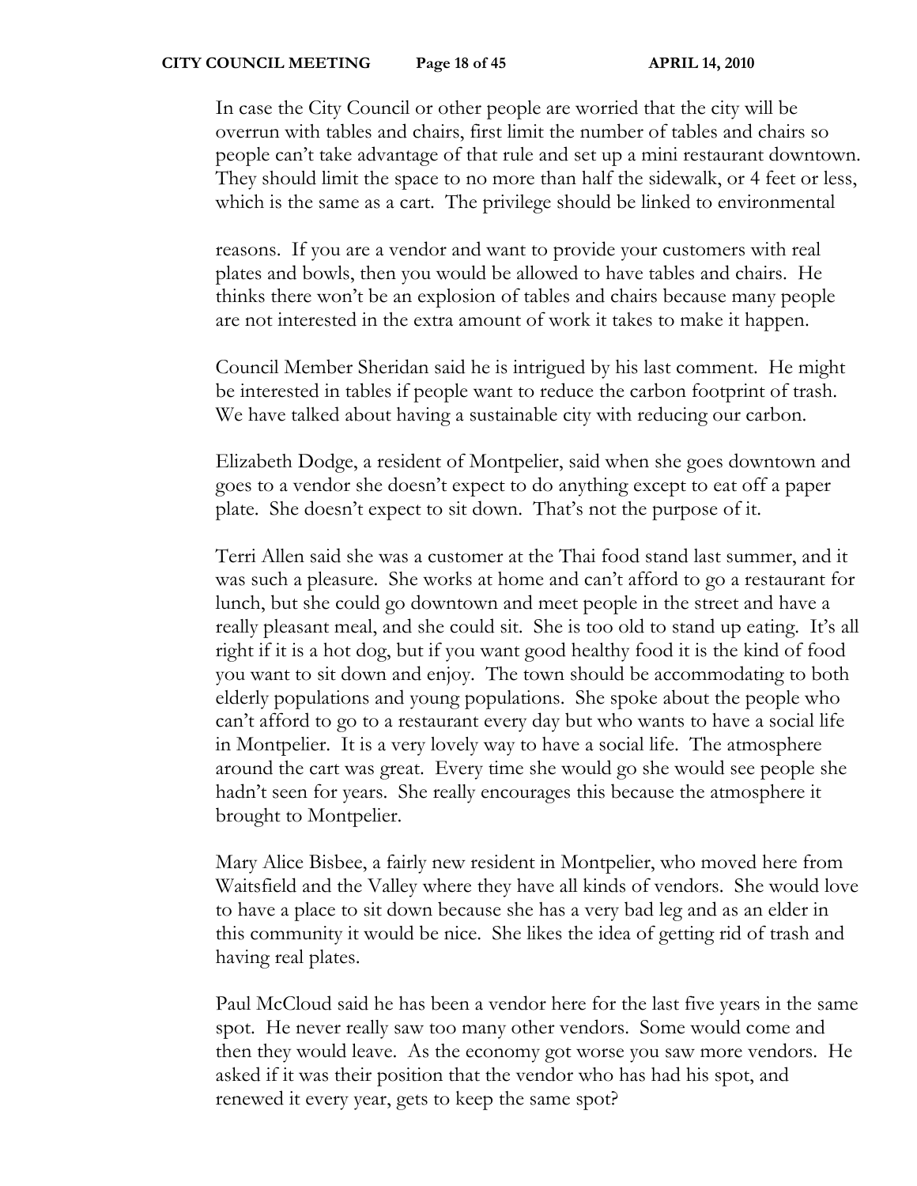In case the City Council or other people are worried that the city will be overrun with tables and chairs, first limit the number of tables and chairs so people can't take advantage of that rule and set up a mini restaurant downtown. They should limit the space to no more than half the sidewalk, or 4 feet or less, which is the same as a cart. The privilege should be linked to environmental

reasons. If you are a vendor and want to provide your customers with real plates and bowls, then you would be allowed to have tables and chairs. He thinks there won't be an explosion of tables and chairs because many people are not interested in the extra amount of work it takes to make it happen.

Council Member Sheridan said he is intrigued by his last comment. He might be interested in tables if people want to reduce the carbon footprint of trash. We have talked about having a sustainable city with reducing our carbon.

Elizabeth Dodge, a resident of Montpelier, said when she goes downtown and goes to a vendor she doesn't expect to do anything except to eat off a paper plate. She doesn't expect to sit down. That's not the purpose of it.

Terri Allen said she was a customer at the Thai food stand last summer, and it was such a pleasure. She works at home and can't afford to go a restaurant for lunch, but she could go downtown and meet people in the street and have a really pleasant meal, and she could sit. She is too old to stand up eating. It's all right if it is a hot dog, but if you want good healthy food it is the kind of food you want to sit down and enjoy. The town should be accommodating to both elderly populations and young populations. She spoke about the people who can't afford to go to a restaurant every day but who wants to have a social life in Montpelier. It is a very lovely way to have a social life. The atmosphere around the cart was great. Every time she would go she would see people she hadn't seen for years. She really encourages this because the atmosphere it brought to Montpelier.

Mary Alice Bisbee, a fairly new resident in Montpelier, who moved here from Waitsfield and the Valley where they have all kinds of vendors. She would love to have a place to sit down because she has a very bad leg and as an elder in this community it would be nice. She likes the idea of getting rid of trash and having real plates.

Paul McCloud said he has been a vendor here for the last five years in the same spot. He never really saw too many other vendors. Some would come and then they would leave. As the economy got worse you saw more vendors. He asked if it was their position that the vendor who has had his spot, and renewed it every year, gets to keep the same spot?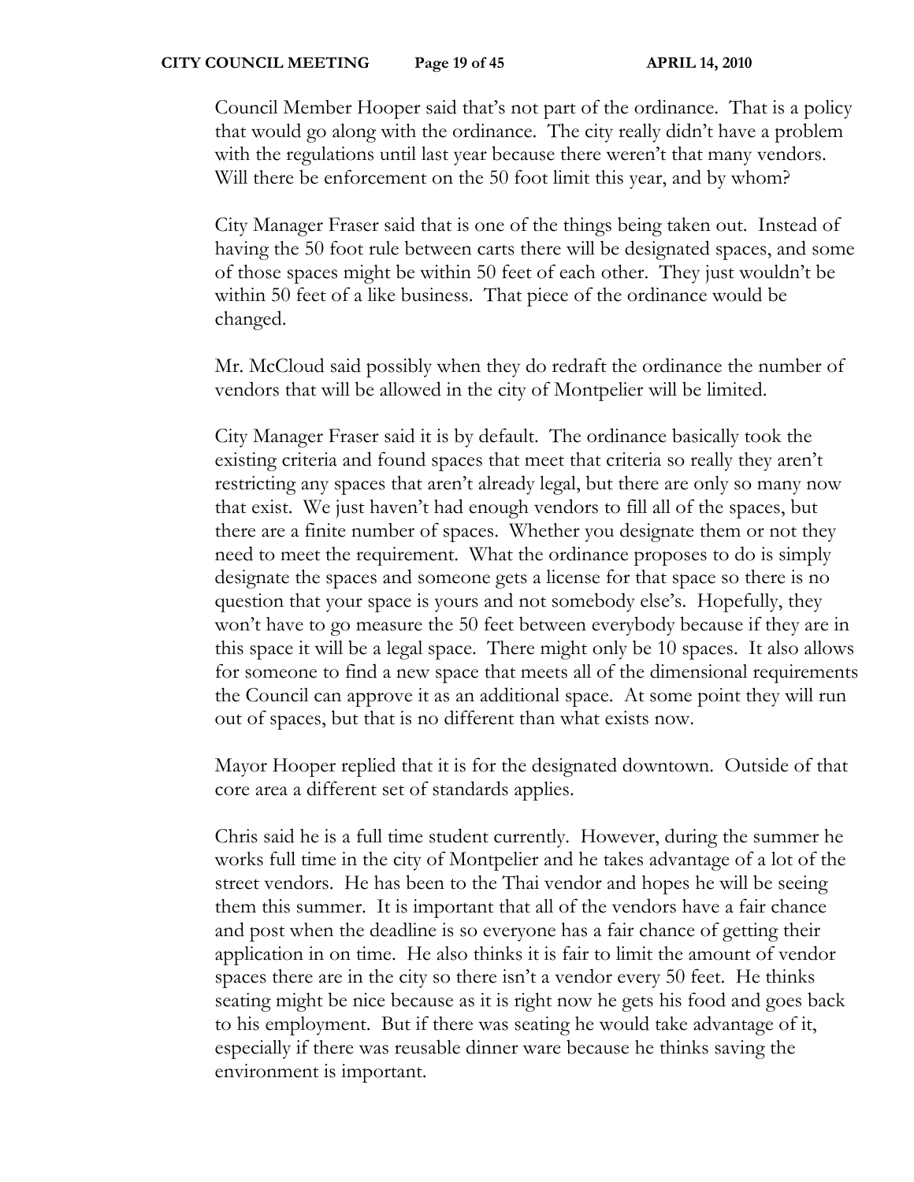Council Member Hooper said that's not part of the ordinance. That is a policy that would go along with the ordinance. The city really didn't have a problem with the regulations until last year because there weren't that many vendors. Will there be enforcement on the 50 foot limit this year, and by whom?

City Manager Fraser said that is one of the things being taken out. Instead of having the 50 foot rule between carts there will be designated spaces, and some of those spaces might be within 50 feet of each other. They just wouldn't be within 50 feet of a like business. That piece of the ordinance would be changed.

Mr. McCloud said possibly when they do redraft the ordinance the number of vendors that will be allowed in the city of Montpelier will be limited.

City Manager Fraser said it is by default. The ordinance basically took the existing criteria and found spaces that meet that criteria so really they aren't restricting any spaces that aren't already legal, but there are only so many now that exist. We just haven't had enough vendors to fill all of the spaces, but there are a finite number of spaces. Whether you designate them or not they need to meet the requirement. What the ordinance proposes to do is simply designate the spaces and someone gets a license for that space so there is no question that your space is yours and not somebody else's. Hopefully, they won't have to go measure the 50 feet between everybody because if they are in this space it will be a legal space. There might only be 10 spaces. It also allows for someone to find a new space that meets all of the dimensional requirements the Council can approve it as an additional space. At some point they will run out of spaces, but that is no different than what exists now.

Mayor Hooper replied that it is for the designated downtown. Outside of that core area a different set of standards applies.

Chris said he is a full time student currently. However, during the summer he works full time in the city of Montpelier and he takes advantage of a lot of the street vendors. He has been to the Thai vendor and hopes he will be seeing them this summer. It is important that all of the vendors have a fair chance and post when the deadline is so everyone has a fair chance of getting their application in on time. He also thinks it is fair to limit the amount of vendor spaces there are in the city so there isn't a vendor every 50 feet. He thinks seating might be nice because as it is right now he gets his food and goes back to his employment. But if there was seating he would take advantage of it, especially if there was reusable dinner ware because he thinks saving the environment is important.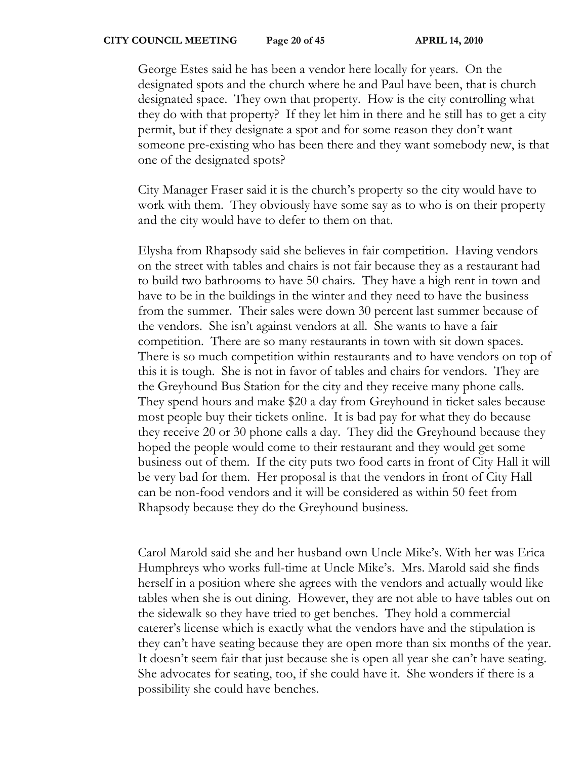George Estes said he has been a vendor here locally for years. On the designated spots and the church where he and Paul have been, that is church designated space. They own that property. How is the city controlling what they do with that property? If they let him in there and he still has to get a city permit, but if they designate a spot and for some reason they don't want someone pre-existing who has been there and they want somebody new, is that one of the designated spots?

City Manager Fraser said it is the church's property so the city would have to work with them. They obviously have some say as to who is on their property and the city would have to defer to them on that.

Elysha from Rhapsody said she believes in fair competition. Having vendors on the street with tables and chairs is not fair because they as a restaurant had to build two bathrooms to have 50 chairs. They have a high rent in town and have to be in the buildings in the winter and they need to have the business from the summer. Their sales were down 30 percent last summer because of the vendors. She isn't against vendors at all. She wants to have a fair competition. There are so many restaurants in town with sit down spaces. There is so much competition within restaurants and to have vendors on top of this it is tough. She is not in favor of tables and chairs for vendors. They are the Greyhound Bus Station for the city and they receive many phone calls. They spend hours and make $20 a day from Greyhound in ticket sales because most people buy their tickets online. It is bad pay for what they do because they receive 20 or 30 phone calls a day. They did the Greyhound because they hoped the people would come to their restaurant and they would get some business out of them. If the city puts two food carts in front of City Hall it will be very bad for them. Her proposal is that the vendors in front of City Hall can be non-food vendors and it will be considered as within 50 feet from Rhapsody because they do the Greyhound business.

Carol Marold said she and her husband own Uncle Mike's. With her was Erica Humphreys who works full-time at Uncle Mike's. Mrs. Marold said she finds herself in a position where she agrees with the vendors and actually would like tables when she is out dining. However, they are not able to have tables out on the sidewalk so they have tried to get benches. They hold a commercial caterer's license which is exactly what the vendors have and the stipulation is they can't have seating because they are open more than six months of the year. It doesn't seem fair that just because she is open all year she can't have seating. She advocates for seating, too, if she could have it. She wonders if there is a possibility she could have benches.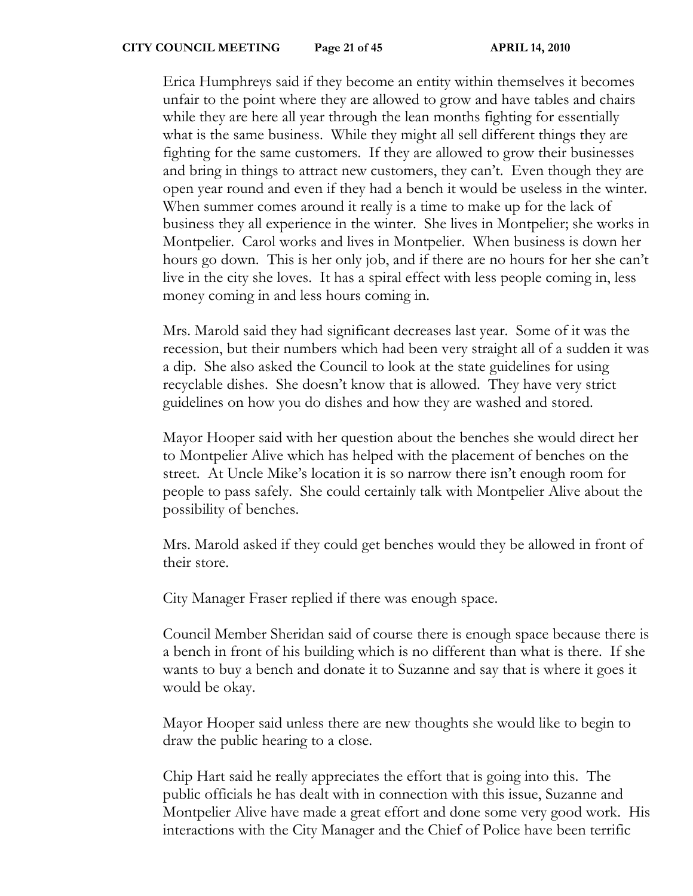Erica Humphreys said if they become an entity within themselves it becomes unfair to the point where they are allowed to grow and have tables and chairs while they are here all year through the lean months fighting for essentially what is the same business. While they might all sell different things they are fighting for the same customers. If they are allowed to grow their businesses and bring in things to attract new customers, they can't. Even though they are open year round and even if they had a bench it would be useless in the winter. When summer comes around it really is a time to make up for the lack of business they all experience in the winter. She lives in Montpelier; she works in Montpelier. Carol works and lives in Montpelier. When business is down her hours go down. This is her only job, and if there are no hours for her she can't live in the city she loves. It has a spiral effect with less people coming in, less money coming in and less hours coming in.

Mrs. Marold said they had significant decreases last year. Some of it was the recession, but their numbers which had been very straight all of a sudden it was a dip. She also asked the Council to look at the state guidelines for using recyclable dishes. She doesn't know that is allowed. They have very strict guidelines on how you do dishes and how they are washed and stored.

Mayor Hooper said with her question about the benches she would direct her to Montpelier Alive which has helped with the placement of benches on the street. At Uncle Mike's location it is so narrow there isn't enough room for people to pass safely. She could certainly talk with Montpelier Alive about the possibility of benches.

Mrs. Marold asked if they could get benches would they be allowed in front of their store.

City Manager Fraser replied if there was enough space.

Council Member Sheridan said of course there is enough space because there is a bench in front of his building which is no different than what is there. If she wants to buy a bench and donate it to Suzanne and say that is where it goes it would be okay.

Mayor Hooper said unless there are new thoughts she would like to begin to draw the public hearing to a close.

Chip Hart said he really appreciates the effort that is going into this. The public officials he has dealt with in connection with this issue, Suzanne and Montpelier Alive have made a great effort and done some very good work. His interactions with the City Manager and the Chief of Police have been terrific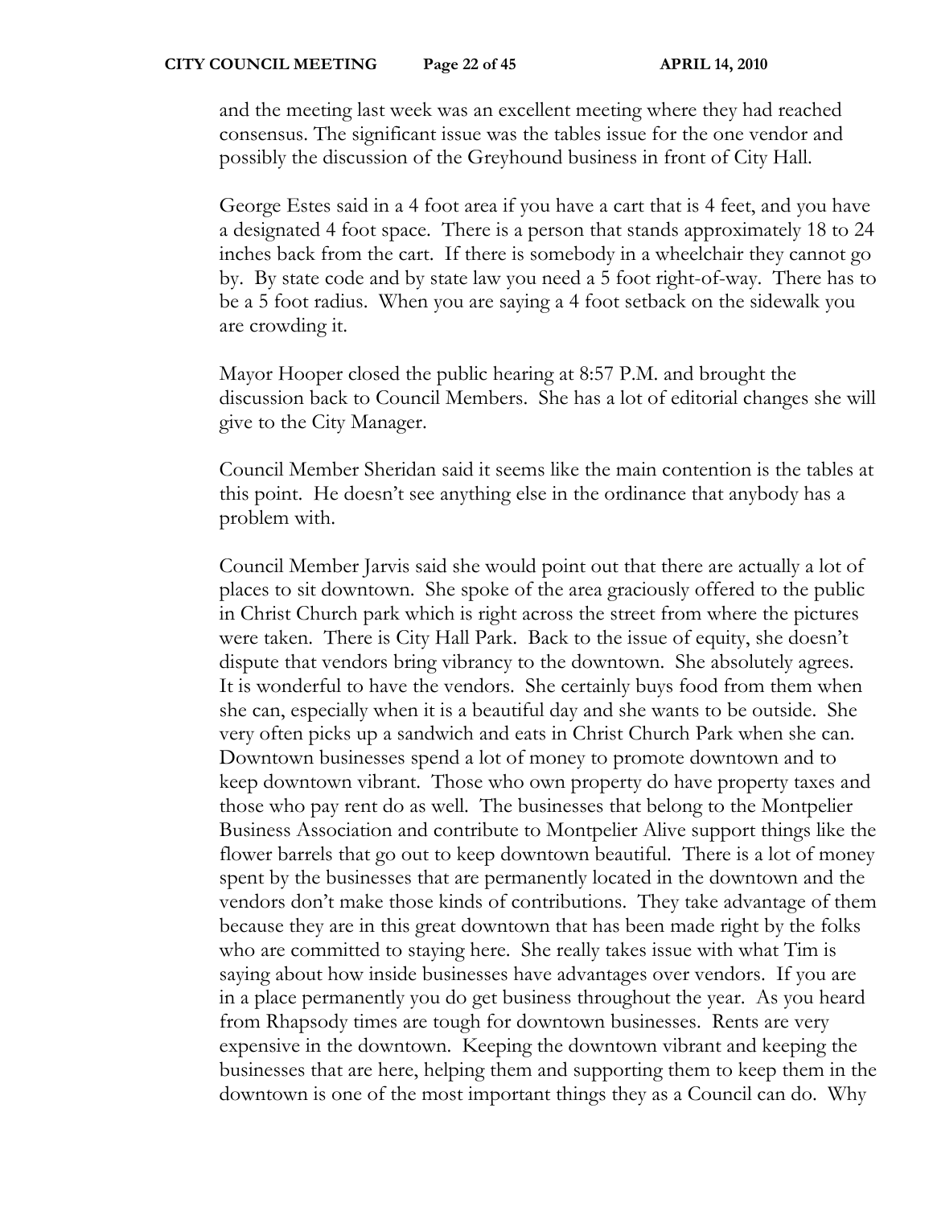and the meeting last week was an excellent meeting where they had reached consensus. The significant issue was the tables issue for the one vendor and possibly the discussion of the Greyhound business in front of City Hall.

George Estes said in a 4 foot area if you have a cart that is 4 feet, and you have a designated 4 foot space. There is a person that stands approximately 18 to 24 inches back from the cart. If there is somebody in a wheelchair they cannot go by. By state code and by state law you need a 5 foot right-of-way. There has to be a 5 foot radius. When you are saying a 4 foot setback on the sidewalk you are crowding it.

Mayor Hooper closed the public hearing at 8:57 P.M. and brought the discussion back to Council Members. She has a lot of editorial changes she will give to the City Manager.

Council Member Sheridan said it seems like the main contention is the tables at this point. He doesn't see anything else in the ordinance that anybody has a problem with.

Council Member Jarvis said she would point out that there are actually a lot of places to sit downtown. She spoke of the area graciously offered to the public in Christ Church park which is right across the street from where the pictures were taken. There is City Hall Park. Back to the issue of equity, she doesn't dispute that vendors bring vibrancy to the downtown. She absolutely agrees. It is wonderful to have the vendors. She certainly buys food from them when she can, especially when it is a beautiful day and she wants to be outside. She very often picks up a sandwich and eats in Christ Church Park when she can. Downtown businesses spend a lot of money to promote downtown and to keep downtown vibrant. Those who own property do have property taxes and those who pay rent do as well. The businesses that belong to the Montpelier Business Association and contribute to Montpelier Alive support things like the flower barrels that go out to keep downtown beautiful. There is a lot of money spent by the businesses that are permanently located in the downtown and the vendors don't make those kinds of contributions. They take advantage of them because they are in this great downtown that has been made right by the folks who are committed to staying here. She really takes issue with what Tim is saying about how inside businesses have advantages over vendors. If you are in a place permanently you do get business throughout the year. As you heard from Rhapsody times are tough for downtown businesses. Rents are very expensive in the downtown. Keeping the downtown vibrant and keeping the businesses that are here, helping them and supporting them to keep them in the downtown is one of the most important things they as a Council can do. Why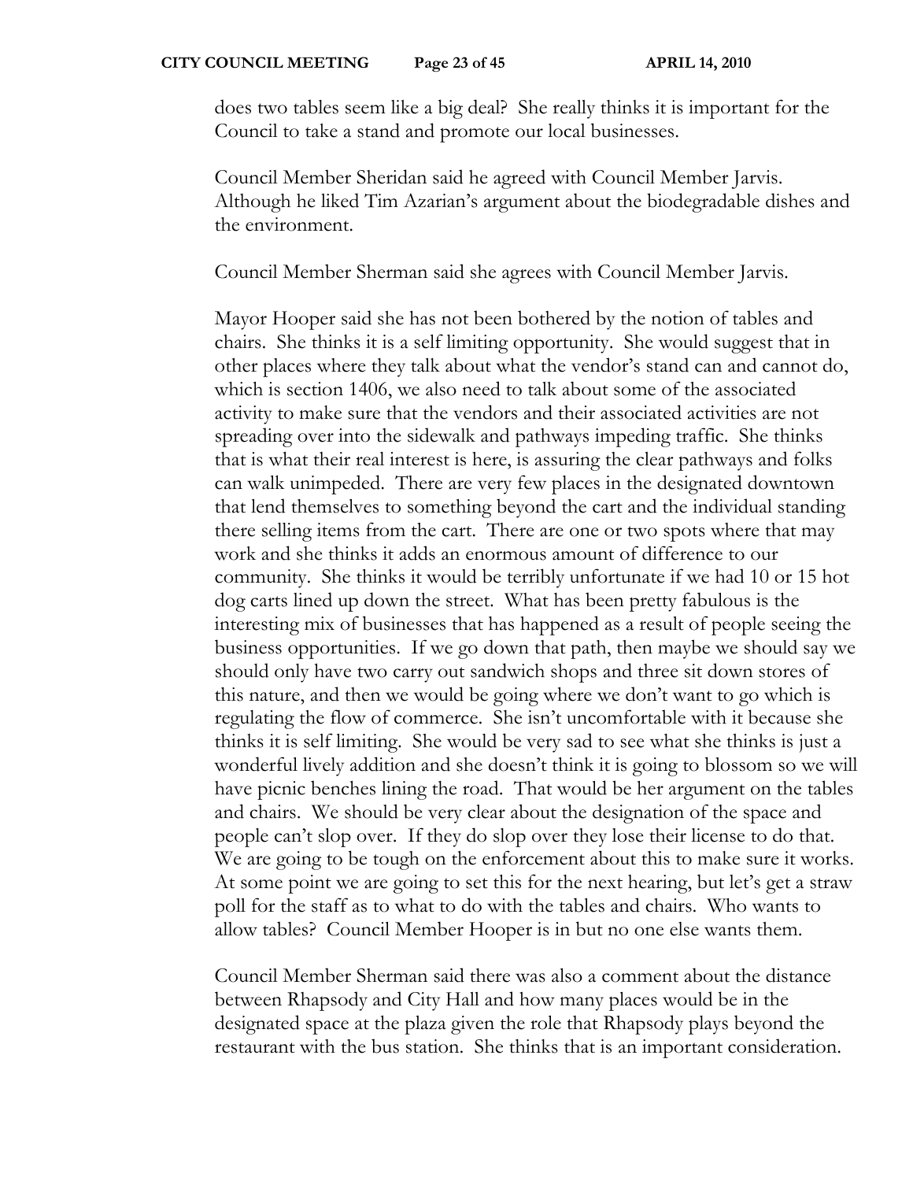does two tables seem like a big deal? She really thinks it is important for the Council to take a stand and promote our local businesses.

Council Member Sheridan said he agreed with Council Member Jarvis. Although he liked Tim Azarian's argument about the biodegradable dishes and the environment.

Council Member Sherman said she agrees with Council Member Jarvis.

Mayor Hooper said she has not been bothered by the notion of tables and chairs. She thinks it is a self limiting opportunity. She would suggest that in other places where they talk about what the vendor's stand can and cannot do, which is section 1406, we also need to talk about some of the associated activity to make sure that the vendors and their associated activities are not spreading over into the sidewalk and pathways impeding traffic. She thinks that is what their real interest is here, is assuring the clear pathways and folks can walk unimpeded. There are very few places in the designated downtown that lend themselves to something beyond the cart and the individual standing there selling items from the cart. There are one or two spots where that may work and she thinks it adds an enormous amount of difference to our community. She thinks it would be terribly unfortunate if we had 10 or 15 hot dog carts lined up down the street. What has been pretty fabulous is the interesting mix of businesses that has happened as a result of people seeing the business opportunities. If we go down that path, then maybe we should say we should only have two carry out sandwich shops and three sit down stores of this nature, and then we would be going where we don't want to go which is regulating the flow of commerce. She isn't uncomfortable with it because she thinks it is self limiting. She would be very sad to see what she thinks is just a wonderful lively addition and she doesn't think it is going to blossom so we will have picnic benches lining the road. That would be her argument on the tables and chairs. We should be very clear about the designation of the space and people can't slop over. If they do slop over they lose their license to do that. We are going to be tough on the enforcement about this to make sure it works. At some point we are going to set this for the next hearing, but let's get a straw poll for the staff as to what to do with the tables and chairs. Who wants to allow tables? Council Member Hooper is in but no one else wants them.

Council Member Sherman said there was also a comment about the distance between Rhapsody and City Hall and how many places would be in the designated space at the plaza given the role that Rhapsody plays beyond the restaurant with the bus station. She thinks that is an important consideration.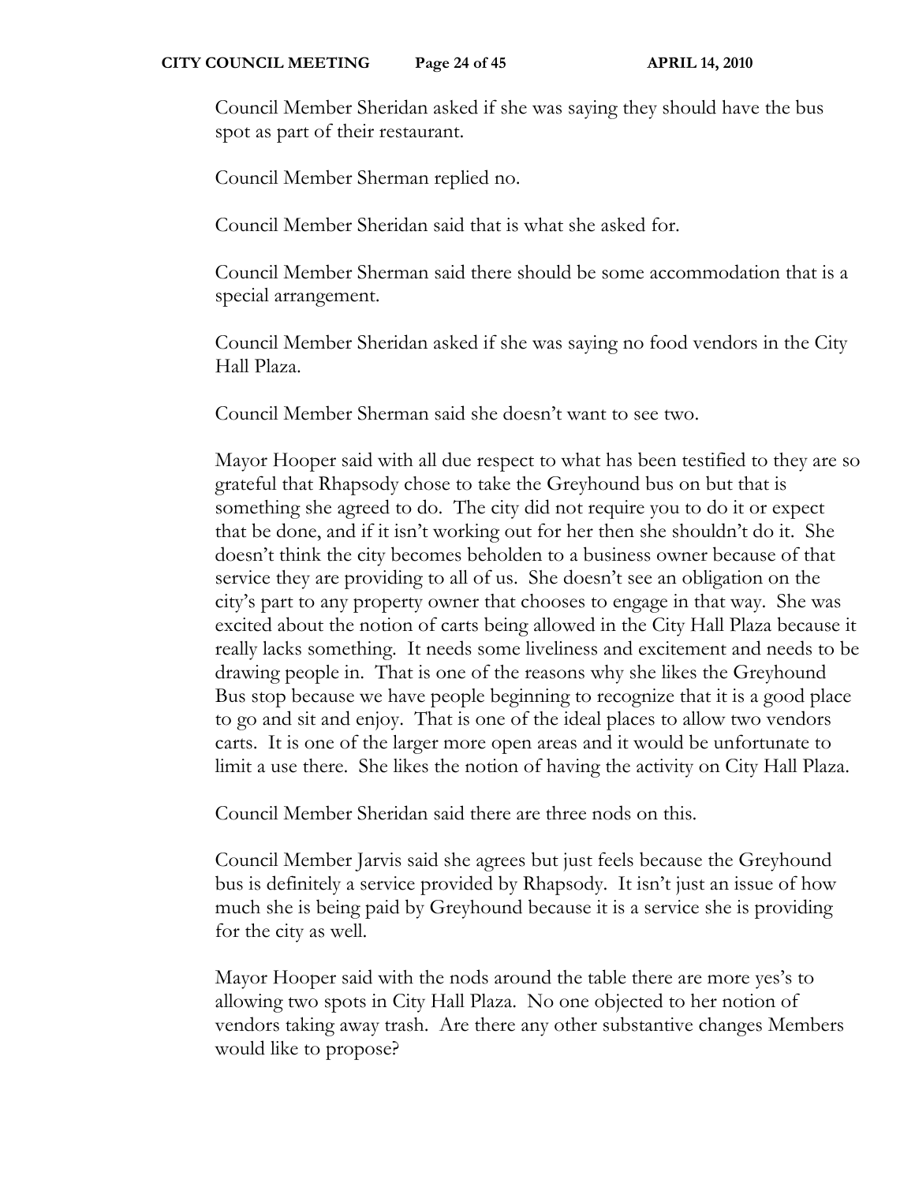Council Member Sheridan asked if she was saying they should have the bus spot as part of their restaurant.

Council Member Sherman replied no.

Council Member Sheridan said that is what she asked for.

Council Member Sherman said there should be some accommodation that is a special arrangement.

Council Member Sheridan asked if she was saying no food vendors in the City Hall Plaza.

Council Member Sherman said she doesn't want to see two.

Mayor Hooper said with all due respect to what has been testified to they are so grateful that Rhapsody chose to take the Greyhound bus on but that is something she agreed to do. The city did not require you to do it or expect that be done, and if it isn't working out for her then she shouldn't do it. She doesn't think the city becomes beholden to a business owner because of that service they are providing to all of us. She doesn't see an obligation on the city's part to any property owner that chooses to engage in that way. She was excited about the notion of carts being allowed in the City Hall Plaza because it really lacks something. It needs some liveliness and excitement and needs to be drawing people in. That is one of the reasons why she likes the Greyhound Bus stop because we have people beginning to recognize that it is a good place to go and sit and enjoy. That is one of the ideal places to allow two vendors carts. It is one of the larger more open areas and it would be unfortunate to limit a use there. She likes the notion of having the activity on City Hall Plaza.

Council Member Sheridan said there are three nods on this.

Council Member Jarvis said she agrees but just feels because the Greyhound bus is definitely a service provided by Rhapsody. It isn't just an issue of how much she is being paid by Greyhound because it is a service she is providing for the city as well.

Mayor Hooper said with the nods around the table there are more yes's to allowing two spots in City Hall Plaza. No one objected to her notion of vendors taking away trash. Are there any other substantive changes Members would like to propose?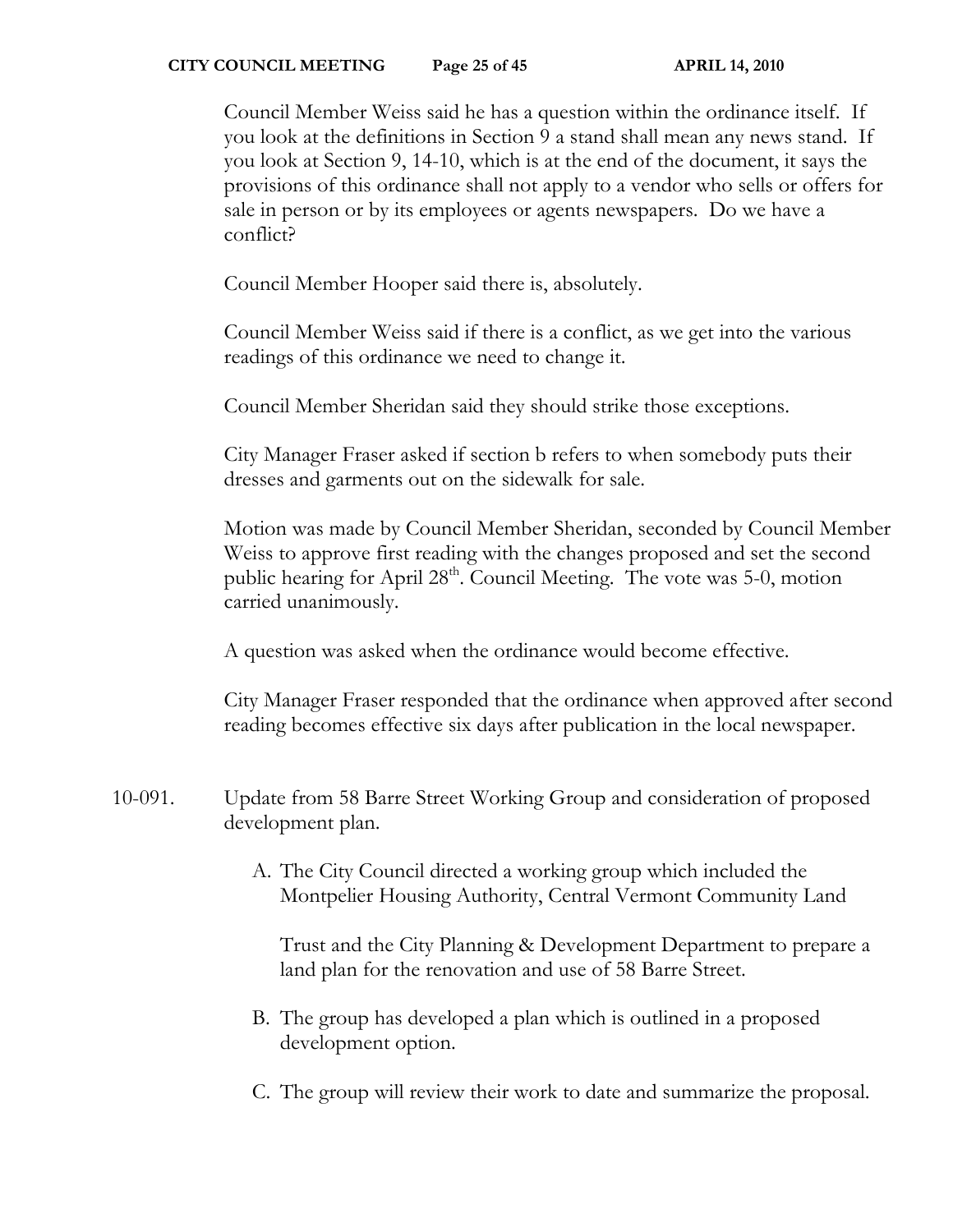Council Member Weiss said he has a question within the ordinance itself. If you look at the definitions in Section 9 a stand shall mean any news stand. If you look at Section 9, 14-10, which is at the end of the document, it says the provisions of this ordinance shall not apply to a vendor who sells or offers for sale in person or by its employees or agents newspapers. Do we have a conflict?

Council Member Hooper said there is, absolutely.

Council Member Weiss said if there is a conflict, as we get into the various readings of this ordinance we need to change it.

Council Member Sheridan said they should strike those exceptions.

City Manager Fraser asked if section b refers to when somebody puts their dresses and garments out on the sidewalk for sale.

Motion was made by Council Member Sheridan, seconded by Council Member Weiss to approve first reading with the changes proposed and set the second public hearing for April 28th. Council Meeting. The vote was 5-0, motion carried unanimously.

A question was asked when the ordinance would become effective.

City Manager Fraser responded that the ordinance when approved after second reading becomes effective six days after publication in the local newspaper.

10-091. Update from 58 Barre Street Working Group and consideration of proposed development plan.

A. The City Council directed a working group which included the Montpelier Housing Authority, Central Vermont Community Land Trust and the City Planning & Development Department to prepare a land plan for the renovation and use of 58 Barre Street.

B. The group has developed a plan which is outlined in a proposed development option.

C. The group will review their work to date and summarize the proposal.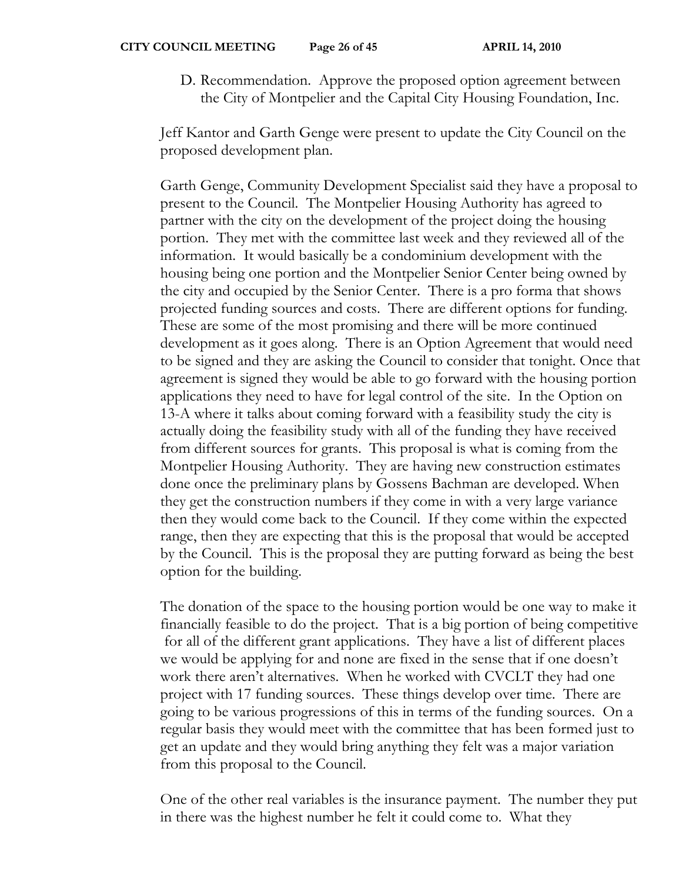D. Recommendation. Approve the proposed option agreement between the City of Montpelier and the Capital City Housing Foundation, Inc.

Jeff Kantor and Garth Genge were present to update the City Council on the proposed development plan.

Garth Genge, Community Development Specialist said they have a proposal to present to the Council. The Montpelier Housing Authority has agreed to partner with the city on the development of the project doing the housing portion. They met with the committee last week and they reviewed all of the information. It would basically be a condominium development with the housing being one portion and the Montpelier Senior Center being owned by the city and occupied by the Senior Center. There is a pro forma that shows projected funding sources and costs. There are different options for funding. These are some of the most promising and there will be more continued development as it goes along. There is an Option Agreement that would need to be signed and they are asking the Council to consider that tonight. Once that agreement is signed they would be able to go forward with the housing portion applications they need to have for legal control of the site. In the Option on 13-A where it talks about coming forward with a feasibility study the city is actually doing the feasibility study with all of the funding they have received from different sources for grants. This proposal is what is coming from the Montpelier Housing Authority. They are having new construction estimates done once the preliminary plans by Gossens Bachman are developed. When they get the construction numbers if they come in with a very large variance then they would come back to the Council. If they come within the expected range, then they are expecting that this is the proposal that would be accepted by the Council. This is the proposal they are putting forward as being the best option for the building.

The donation of the space to the housing portion would be one way to make it financially feasible to do the project. That is a big portion of being competitive for all of the different grant applications. They have a list of different places we would be applying for and none are fixed in the sense that if one doesn't work there aren't alternatives. When he worked with CVCLT they had one project with 17 funding sources. These things develop over time. There are going to be various progressions of this in terms of the funding sources. On a regular basis they would meet with the committee that has been formed just to get an update and they would bring anything they felt was a major variation from this proposal to the Council.

One of the other real variables is the insurance payment. The number they put in there was the highest number he felt it could come to. What they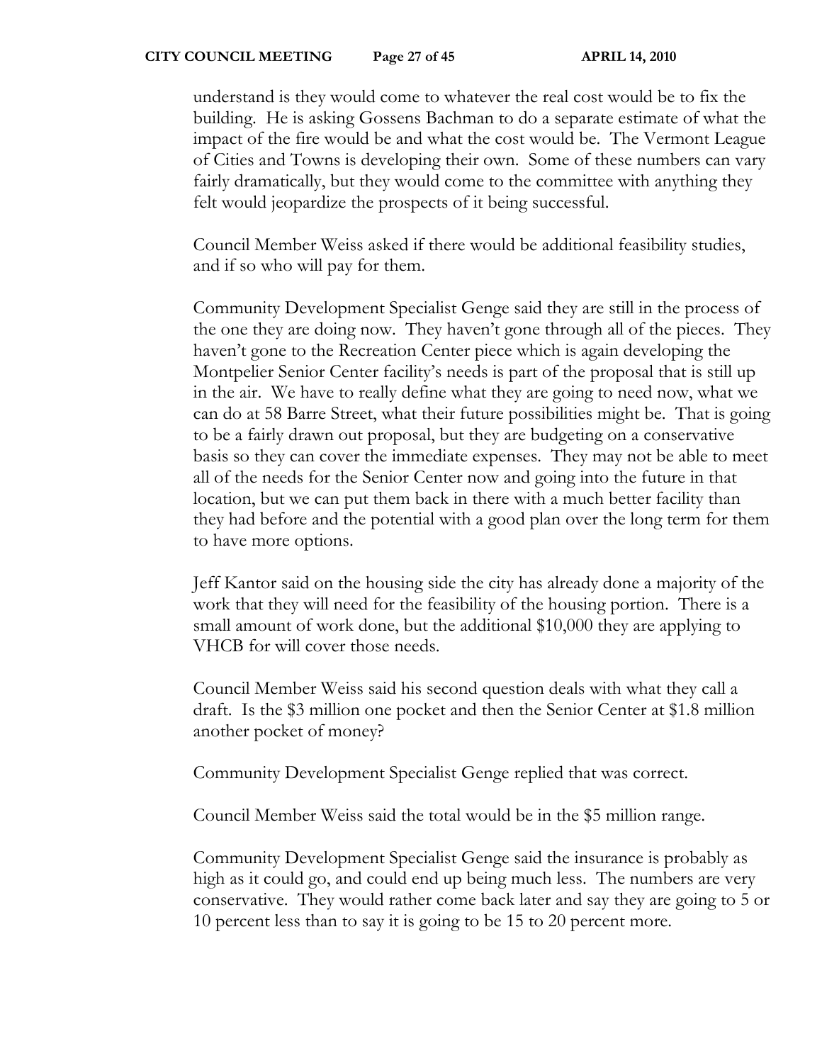understand is they would come to whatever the real cost would be to fix the building. He is asking Gossens Bachman to do a separate estimate of what the impact of the fire would be and what the cost would be. The Vermont League of Cities and Towns is developing their own. Some of these numbers can vary fairly dramatically, but they would come to the committee with anything they felt would jeopardize the prospects of it being successful.

Council Member Weiss asked if there would be additional feasibility studies, and if so who will pay for them.

Community Development Specialist Genge said they are still in the process of the one they are doing now. They haven't gone through all of the pieces. They haven't gone to the Recreation Center piece which is again developing the Montpelier Senior Center facility's needs is part of the proposal that is still up in the air. We have to really define what they are going to need now, what we can do at 58 Barre Street, what their future possibilities might be. That is going to be a fairly drawn out proposal, but they are budgeting on a conservative basis so they can cover the immediate expenses. They may not be able to meet all of the needs for the Senior Center now and going into the future in that location, but we can put them back in there with a much better facility than they had before and the potential with a good plan over the long term for them to have more options.

Jeff Kantor said on the housing side the city has already done a majority of the work that they will need for the feasibility of the housing portion. There is a small amount of work done, but the additional $10,000 they are applying to VHCB for will cover those needs.

Council Member Weiss said his second question deals with what they call a draft. Is the $3 million one pocket and then the Senior Center at $1.8 million another pocket of money?

Community Development Specialist Genge replied that was correct.

Council Member Weiss said the total would be in the $5 million range.

Community Development Specialist Genge said the insurance is probably as high as it could go, and could end up being much less. The numbers are very conservative. They would rather come back later and say they are going to 5 or 10 percent less than to say it is going to be 15 to 20 percent more.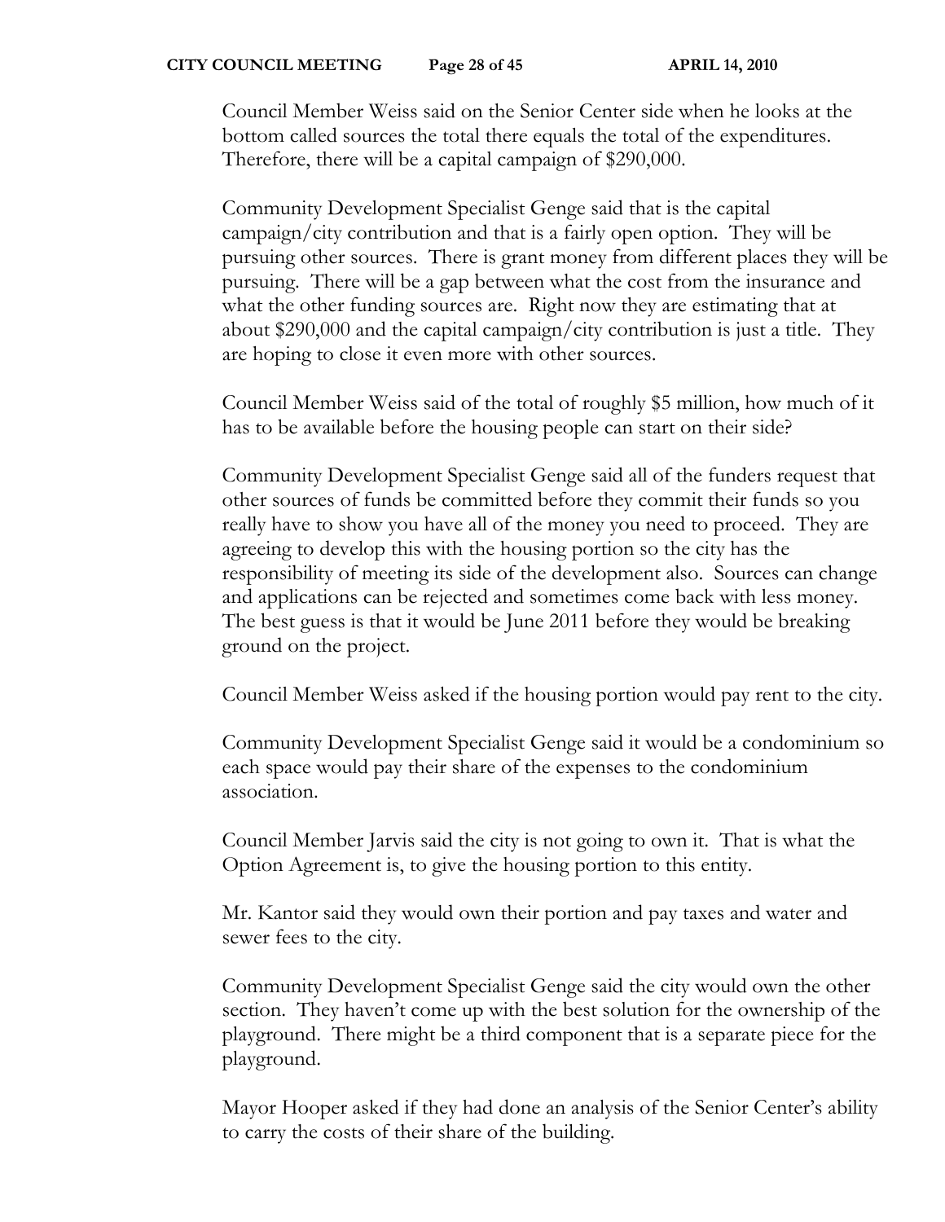Council Member Weiss said on the Senior Center side when he looks at the bottom called sources the total there equals the total of the expenditures. Therefore, there will be a capital campaign of $290,000.

Community Development Specialist Genge said that is the capital campaign/city contribution and that is a fairly open option. They will be pursuing other sources. There is grant money from different places they will be pursuing. There will be a gap between what the cost from the insurance and what the other funding sources are. Right now they are estimating that at about $290,000 and the capital campaign/city contribution is just a title. They are hoping to close it even more with other sources.

Council Member Weiss said of the total of roughly $5 million, how much of it has to be available before the housing people can start on their side?

Community Development Specialist Genge said all of the funders request that other sources of funds be committed before they commit their funds so you really have to show you have all of the money you need to proceed. They are agreeing to develop this with the housing portion so the city has the responsibility of meeting its side of the development also. Sources can change and applications can be rejected and sometimes come back with less money. The best guess is that it would be June 2011 before they would be breaking ground on the project.

Council Member Weiss asked if the housing portion would pay rent to the city.

Community Development Specialist Genge said it would be a condominium so each space would pay their share of the expenses to the condominium association.

Council Member Jarvis said the city is not going to own it. That is what the Option Agreement is, to give the housing portion to this entity.

Mr. Kantor said they would own their portion and pay taxes and water and sewer fees to the city.

Community Development Specialist Genge said the city would own the other section. They haven't come up with the best solution for the ownership of the playground. There might be a third component that is a separate piece for the playground.

Mayor Hooper asked if they had done an analysis of the Senior Center's ability to carry the costs of their share of the building.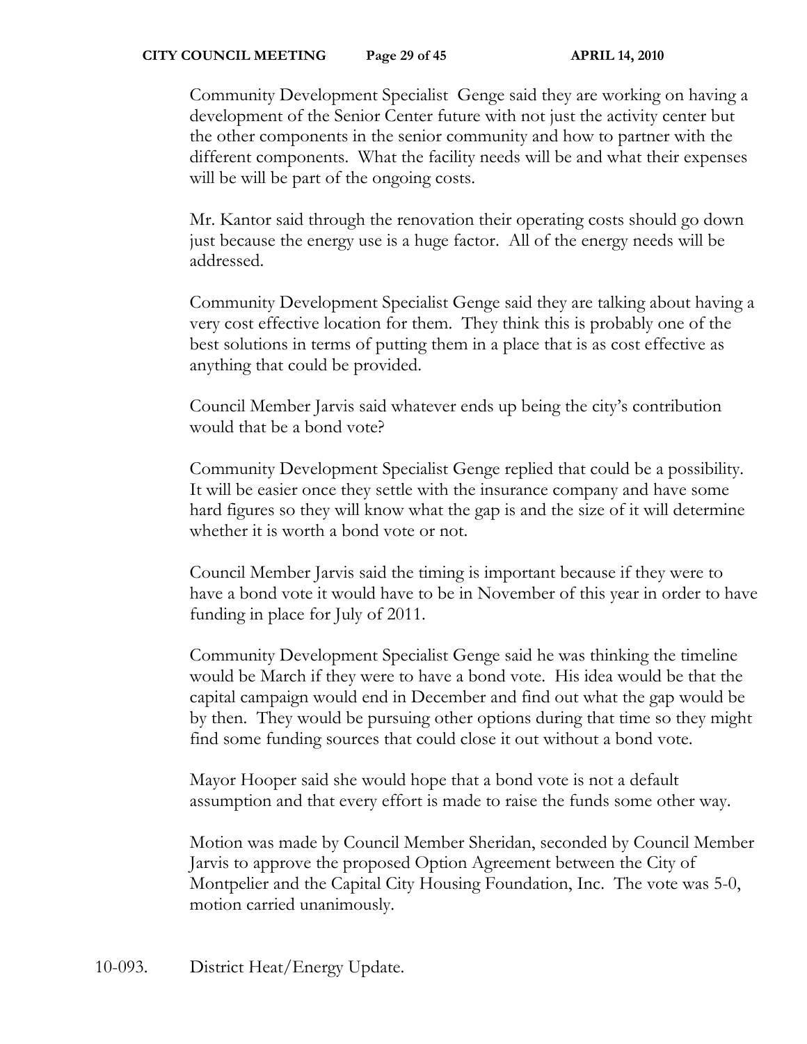Community Development Specialist Genge said they are working on having a development of the Senior Center future with not just the activity center but the other components in the senior community and how to partner with the different components. What the facility needs will be and what their expenses will be will be part of the ongoing costs.

Mr. Kantor said through the renovation their operating costs should go down just because the energy use is a huge factor. All of the energy needs will be addressed.

Community Development Specialist Genge said they are talking about having a very cost effective location for them. They think this is probably one of the best solutions in terms of putting them in a place that is as cost effective as anything that could be provided.

Council Member Jarvis said whatever ends up being the city's contribution would that be a bond vote?

Community Development Specialist Genge replied that could be a possibility. It will be easier once they settle with the insurance company and have some hard figures so they will know what the gap is and the size of it will determine whether it is worth a bond vote or not.

Council Member Jarvis said the timing is important because if they were to have a bond vote it would have to be in November of this year in order to have funding in place for July of 2011.

Community Development Specialist Genge said he was thinking the timeline would be March if they were to have a bond vote. His idea would be that the capital campaign would end in December and find out what the gap would be by then. They would be pursuing other options during that time so they might find some funding sources that could close it out without a bond vote.

Mayor Hooper said she would hope that a bond vote is not a default assumption and that every effort is made to raise the funds some other way.

Motion was made by Council Member Sheridan, seconded by Council Member Jarvis to approve the proposed Option Agreement between the City of Montpelier and the Capital City Housing Foundation, Inc. The vote was 5-0, motion carried unanimously.

10-093. District Heat/Energy Update.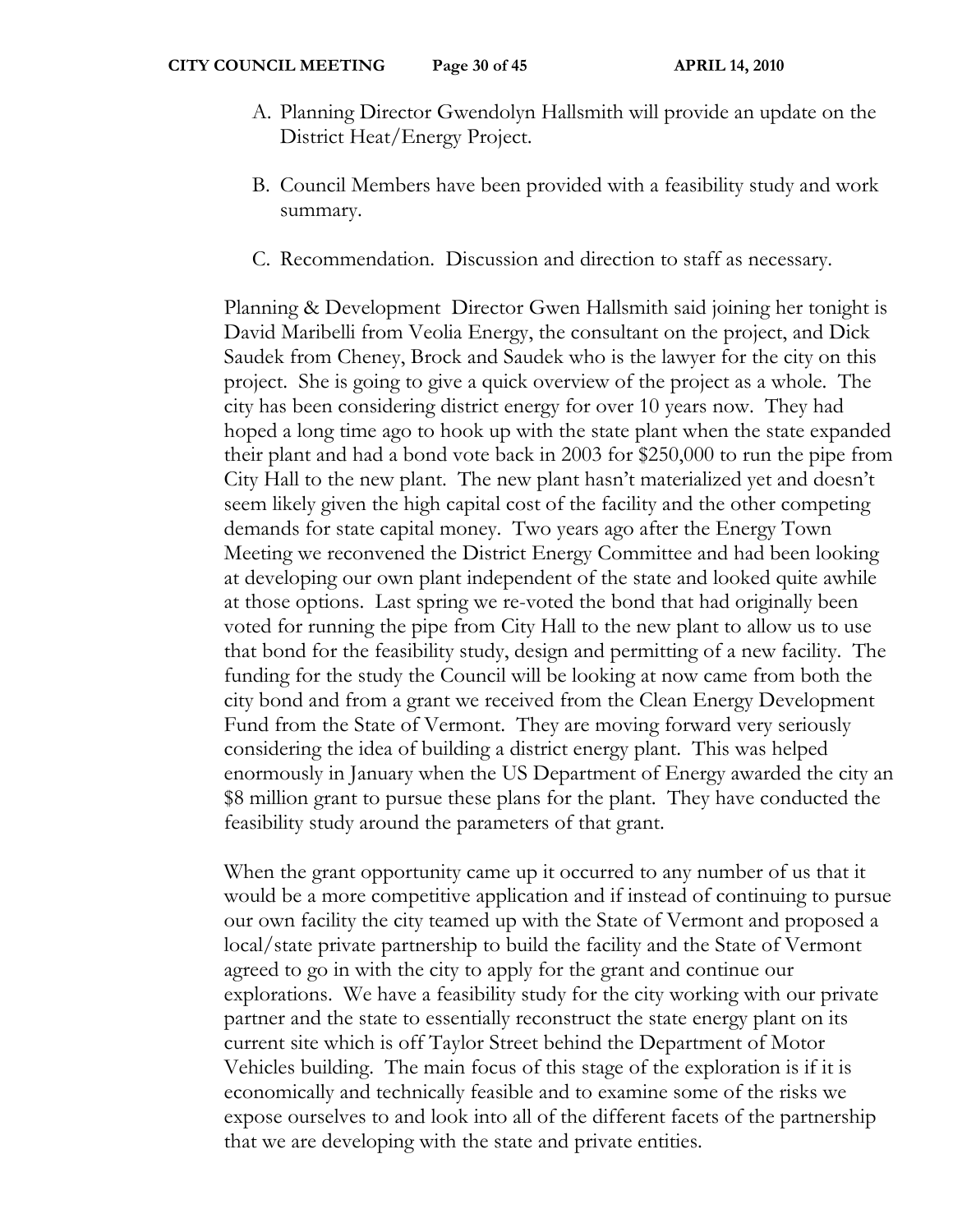A. Planning Director Gwendolyn Hallsmith will provide an update on the District Heat/Energy Project.

B. Council Members have been provided with a feasibility study and work summary.

C. Recommendation. Discussion and direction to staff as necessary.

Planning & Development Director Gwen Hallsmith said joining her tonight is David Maribelli from Veolia Energy, the consultant on the project, and Dick Saudek from Cheney, Brock and Saudek who is the lawyer for the city on this project. She is going to give a quick overview of the project as a whole. The city has been considering district energy for over 10 years now. They had hoped a long time ago to hook up with the state plant when the state expanded their plant and had a bond vote back in 2003 for $250,000 to run the pipe from City Hall to the new plant. The new plant hasn't materialized yet and doesn't seem likely given the high capital cost of the facility and the other competing demands for state capital money. Two years ago after the Energy Town Meeting we reconvened the District Energy Committee and had been looking at developing our own plant independent of the state and looked quite awhile at those options. Last spring we re-voted the bond that had originally been voted for running the pipe from City Hall to the new plant to allow us to use that bond for the feasibility study, design and permitting of a new facility. The funding for the study the Council will be looking at now came from both the city bond and from a grant we received from the Clean Energy Development Fund from the State of Vermont. They are moving forward very seriously considering the idea of building a district energy plant. This was helped enormously in January when the US Department of Energy awarded the city an $8 million grant to pursue these plans for the plant. They have conducted the feasibility study around the parameters of that grant.

When the grant opportunity came up it occurred to any number of us that it would be a more competitive application and if instead of continuing to pursue our own facility the city teamed up with the State of Vermont and proposed a local/state private partnership to build the facility and the State of Vermont agreed to go in with the city to apply for the grant and continue our explorations. We have a feasibility study for the city working with our private partner and the state to essentially reconstruct the state energy plant on its current site which is off Taylor Street behind the Department of Motor Vehicles building. The main focus of this stage of the exploration is if it is economically and technically feasible and to examine some of the risks we expose ourselves to and look into all of the different facets of the partnership that we are developing with the state and private entities.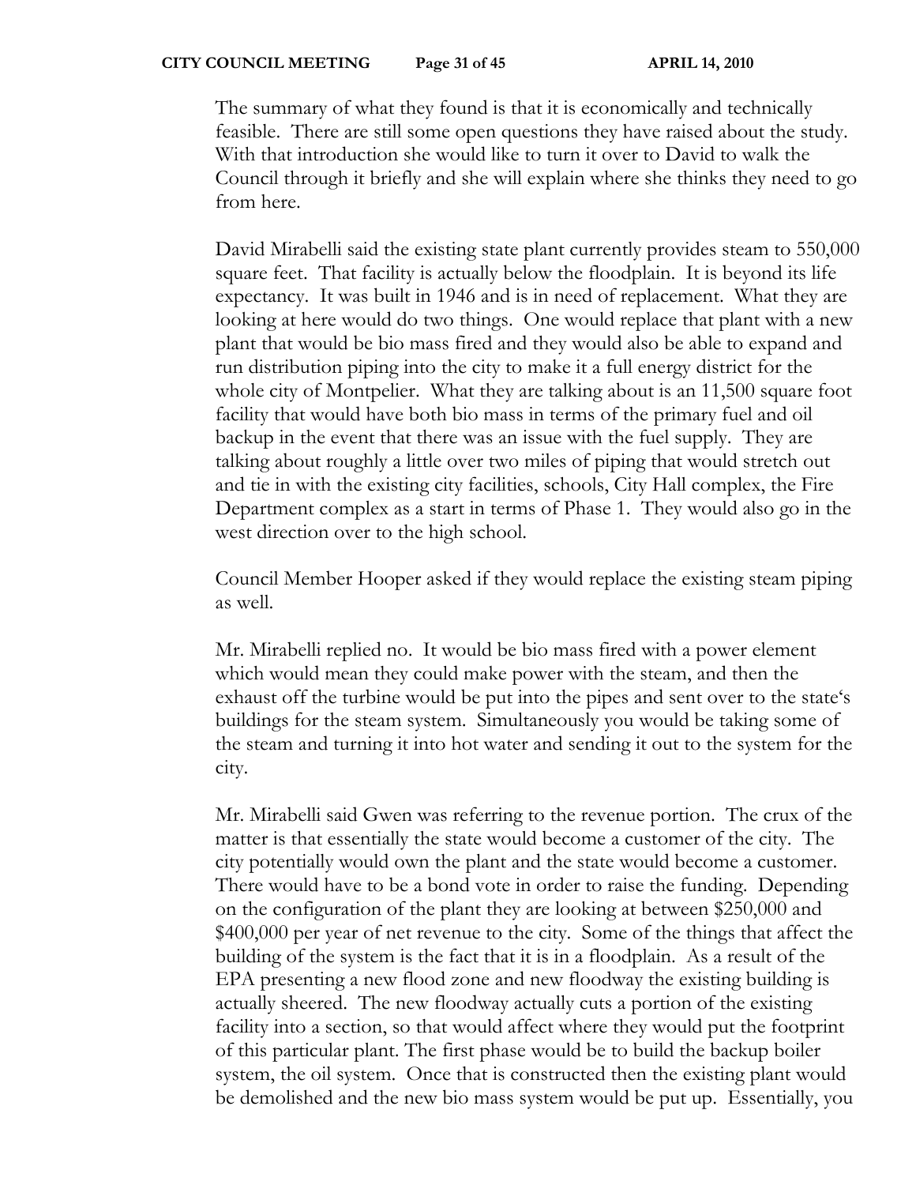The summary of what they found is that it is economically and technically feasible. There are still some open questions they have raised about the study. With that introduction she would like to turn it over to David to walk the Council through it briefly and she will explain where she thinks they need to go from here.

David Mirabelli said the existing state plant currently provides steam to 550,000 square feet. That facility is actually below the floodplain. It is beyond its life expectancy. It was built in 1946 and is in need of replacement. What they are looking at here would do two things. One would replace that plant with a new plant that would be bio mass fired and they would also be able to expand and run distribution piping into the city to make it a full energy district for the whole city of Montpelier. What they are talking about is an 11,500 square foot facility that would have both bio mass in terms of the primary fuel and oil backup in the event that there was an issue with the fuel supply. They are talking about roughly a little over two miles of piping that would stretch out and tie in with the existing city facilities, schools, City Hall complex, the Fire Department complex as a start in terms of Phase 1. They would also go in the west direction over to the high school.

Council Member Hooper asked if they would replace the existing steam piping as well.

Mr. Mirabelli replied no. It would be bio mass fired with a power element which would mean they could make power with the steam, and then the exhaust off the turbine would be put into the pipes and sent over to the state's buildings for the steam system. Simultaneously you would be taking some of the steam and turning it into hot water and sending it out to the system for the city.

Mr. Mirabelli said Gwen was referring to the revenue portion. The crux of the matter is that essentially the state would become a customer of the city. The city potentially would own the plant and the state would become a customer. There would have to be a bond vote in order to raise the funding. Depending on the configuration of the plant they are looking at between $250,000 and $400,000 per year of net revenue to the city. Some of the things that affect the building of the system is the fact that it is in a floodplain. As a result of the EPA presenting a new flood zone and new floodway the existing building is actually sheered. The new floodway actually cuts a portion of the existing facility into a section, so that would affect where they would put the footprint of this particular plant. The first phase would be to build the backup boiler system, the oil system. Once that is constructed then the existing plant would be demolished and the new bio mass system would be put up. Essentially, you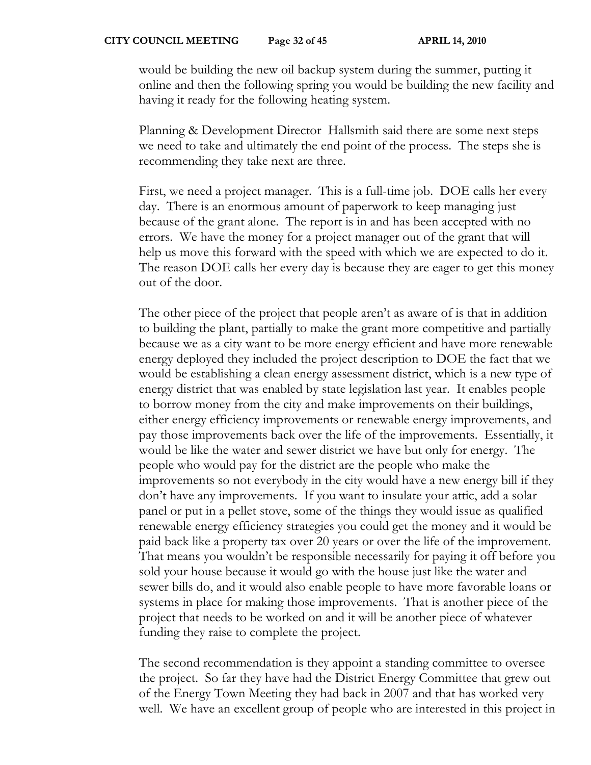would be building the new oil backup system during the summer, putting it online and then the following spring you would be building the new facility and having it ready for the following heating system.

Planning & Development Director Hallsmith said there are some next steps we need to take and ultimately the end point of the process. The steps she is recommending they take next are three.

First, we need a project manager. This is a full-time job. DOE calls her every day. There is an enormous amount of paperwork to keep managing just because of the grant alone. The report is in and has been accepted with no errors. We have the money for a project manager out of the grant that will help us move this forward with the speed with which we are expected to do it. The reason DOE calls her every day is because they are eager to get this money out of the door.

The other piece of the project that people aren't as aware of is that in addition to building the plant, partially to make the grant more competitive and partially because we as a city want to be more energy efficient and have more renewable energy deployed they included the project description to DOE the fact that we would be establishing a clean energy assessment district, which is a new type of energy district that was enabled by state legislation last year. It enables people to borrow money from the city and make improvements on their buildings, either energy efficiency improvements or renewable energy improvements, and pay those improvements back over the life of the improvements. Essentially, it would be like the water and sewer district we have but only for energy. The people who would pay for the district are the people who make the improvements so not everybody in the city would have a new energy bill if they don't have any improvements. If you want to insulate your attic, add a solar panel or put in a pellet stove, some of the things they would issue as qualified renewable energy efficiency strategies you could get the money and it would be paid back like a property tax over 20 years or over the life of the improvement. That means you wouldn't be responsible necessarily for paying it off before you sold your house because it would go with the house just like the water and sewer bills do, and it would also enable people to have more favorable loans or systems in place for making those improvements. That is another piece of the project that needs to be worked on and it will be another piece of whatever funding they raise to complete the project.

The second recommendation is they appoint a standing committee to oversee the project. So far they have had the District Energy Committee that grew out of the Energy Town Meeting they had back in 2007 and that has worked very well. We have an excellent group of people who are interested in this project in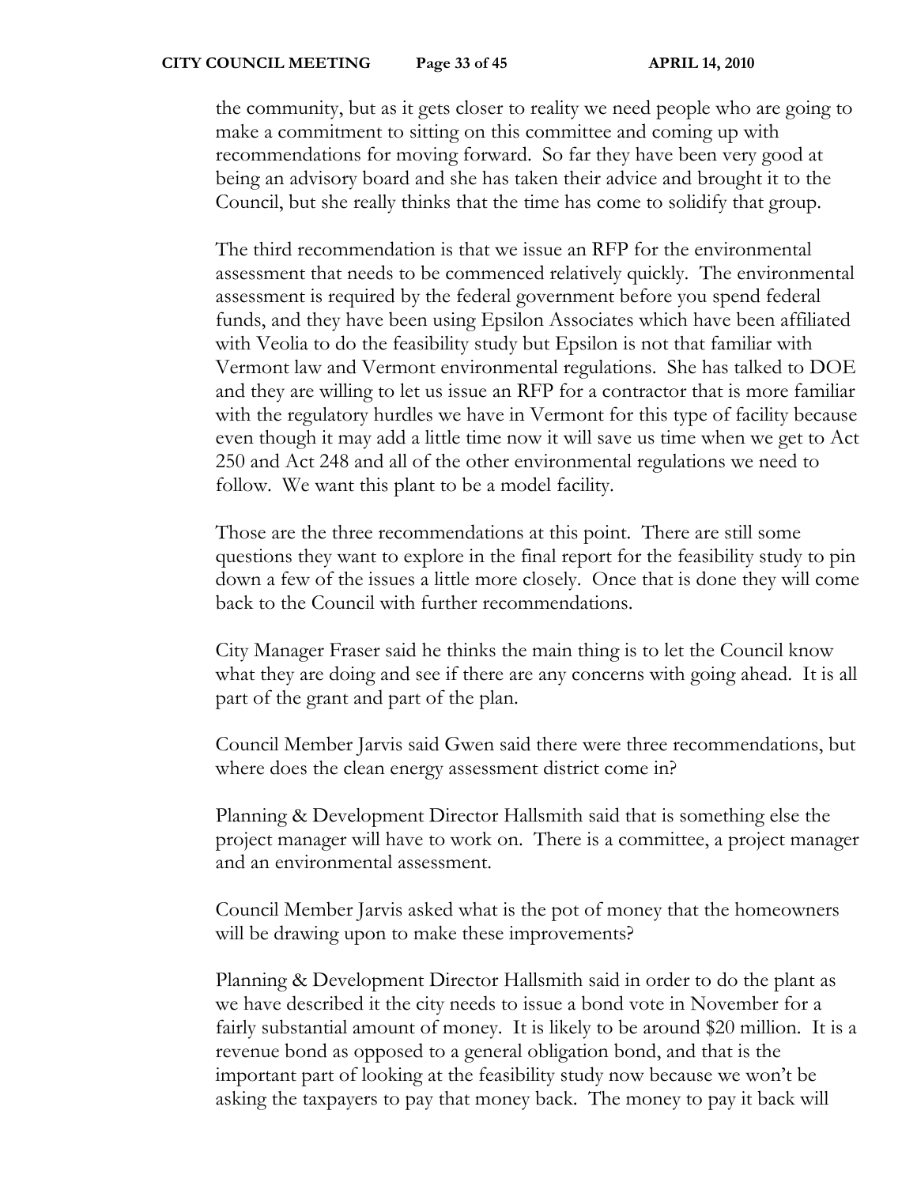the community, but as it gets closer to reality we need people who are going to make a commitment to sitting on this committee and coming up with recommendations for moving forward. So far they have been very good at being an advisory board and she has taken their advice and brought it to the Council, but she really thinks that the time has come to solidify that group.

The third recommendation is that we issue an RFP for the environmental assessment that needs to be commenced relatively quickly. The environmental assessment is required by the federal government before you spend federal funds, and they have been using Epsilon Associates which have been affiliated with Veolia to do the feasibility study but Epsilon is not that familiar with Vermont law and Vermont environmental regulations. She has talked to DOE and they are willing to let us issue an RFP for a contractor that is more familiar with the regulatory hurdles we have in Vermont for this type of facility because even though it may add a little time now it will save us time when we get to Act 250 and Act 248 and all of the other environmental regulations we need to follow. We want this plant to be a model facility.

Those are the three recommendations at this point. There are still some questions they want to explore in the final report for the feasibility study to pin down a few of the issues a little more closely. Once that is done they will come back to the Council with further recommendations.

City Manager Fraser said he thinks the main thing is to let the Council know what they are doing and see if there are any concerns with going ahead. It is all part of the grant and part of the plan.

Council Member Jarvis said Gwen said there were three recommendations, but where does the clean energy assessment district come in?

Planning & Development Director Hallsmith said that is something else the project manager will have to work on. There is a committee, a project manager and an environmental assessment.

Council Member Jarvis asked what is the pot of money that the homeowners will be drawing upon to make these improvements?

Planning & Development Director Hallsmith said in order to do the plant as we have described it the city needs to issue a bond vote in November for a fairly substantial amount of money. It is likely to be around $20 million. It is a revenue bond as opposed to a general obligation bond, and that is the important part of looking at the feasibility study now because we won't be asking the taxpayers to pay that money back. The money to pay it back will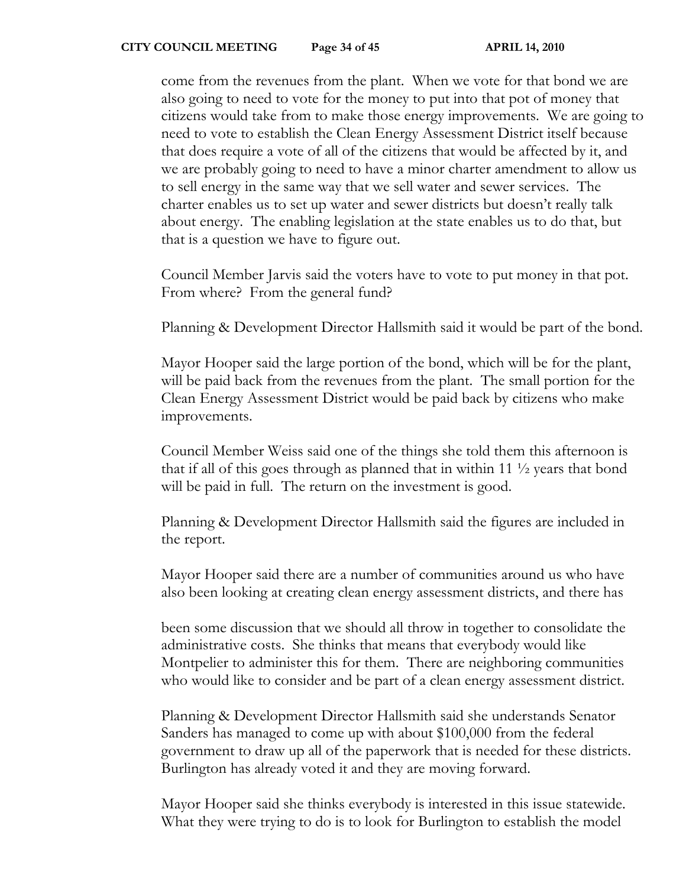come from the revenues from the plant. When we vote for that bond we are also going to need to vote for the money to put into that pot of money that citizens would take from to make those energy improvements. We are going to need to vote to establish the Clean Energy Assessment District itself because that does require a vote of all of the citizens that would be affected by it, and we are probably going to need to have a minor charter amendment to allow us to sell energy in the same way that we sell water and sewer services. The charter enables us to set up water and sewer districts but doesn't really talk about energy. The enabling legislation at the state enables us to do that, but that is a question we have to figure out.

Council Member Jarvis said the voters have to vote to put money in that pot. From where? From the general fund?

Planning & Development Director Hallsmith said it would be part of the bond.

Mayor Hooper said the large portion of the bond, which will be for the plant, will be paid back from the revenues from the plant. The small portion for the Clean Energy Assessment District would be paid back by citizens who make improvements.

Council Member Weiss said one of the things she told them this afternoon is that if all of this goes through as planned that in within 11 ½ years that bond will be paid in full. The return on the investment is good.

Planning & Development Director Hallsmith said the figures are included in the report.

Mayor Hooper said there are a number of communities around us who have also been looking at creating clean energy assessment districts, and there has been some discussion that we should all throw in together to consolidate the administrative costs. She thinks that means that everybody would like Montpelier to administer this for them. There are neighboring communities who would like to consider and be part of a clean energy assessment district.

Planning & Development Director Hallsmith said she understands Senator Sanders has managed to come up with about $100,000 from the federal government to draw up all of the paperwork that is needed for these districts. Burlington has already voted it and they are moving forward.

Mayor Hooper said she thinks everybody is interested in this issue statewide. What they were trying to do is to look for Burlington to establish the model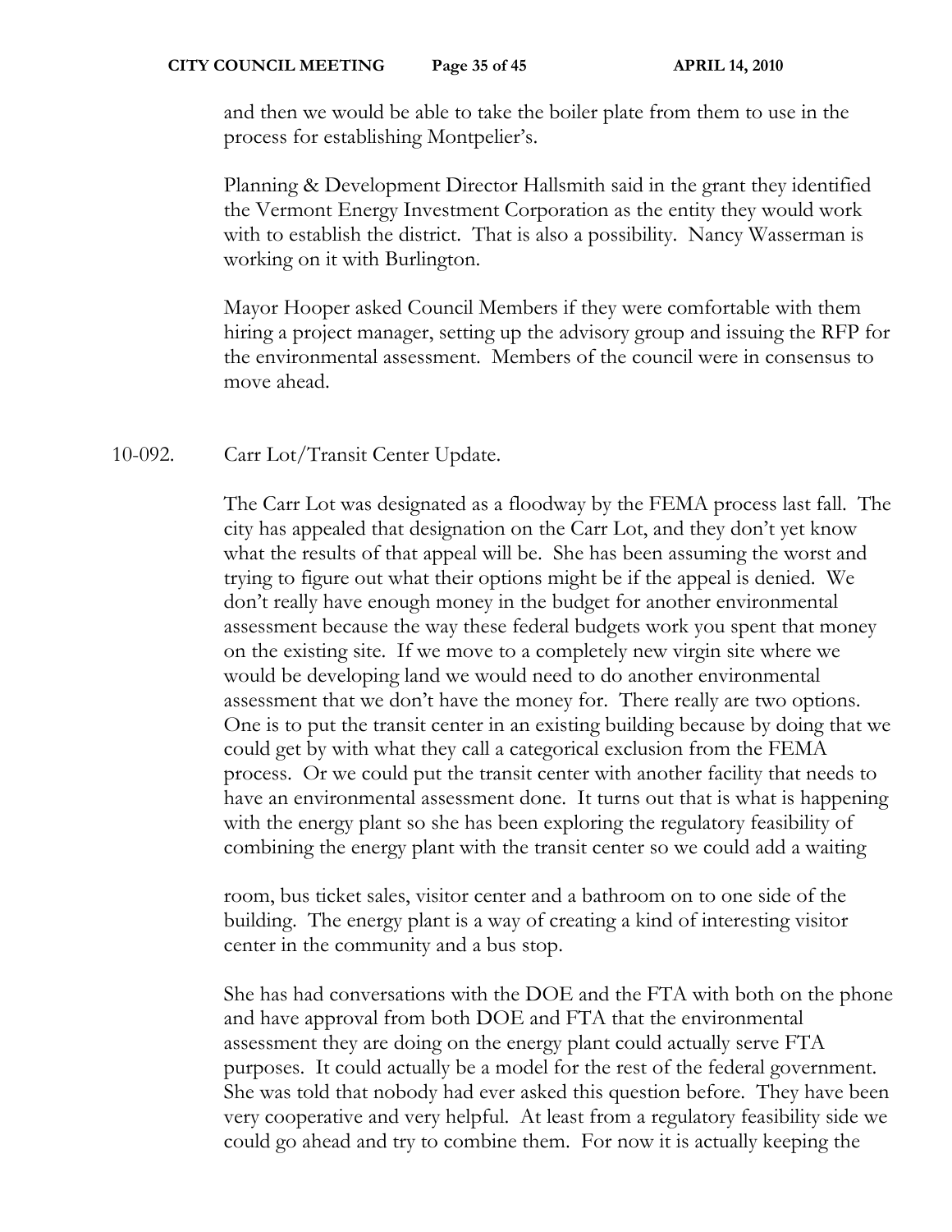and then we would be able to take the boiler plate from them to use in the process for establishing Montpelier's.

Planning & Development Director Hallsmith said in the grant they identified the Vermont Energy Investment Corporation as the entity they would work with to establish the district. That is also a possibility. Nancy Wasserman is working on it with Burlington.

Mayor Hooper asked Council Members if they were comfortable with them hiring a project manager, setting up the advisory group and issuing the RFP for the environmental assessment. Members of the council were in consensus to move ahead.

10-092. Carr Lot/Transit Center Update.

The Carr Lot was designated as a floodway by the FEMA process last fall. The city has appealed that designation on the Carr Lot, and they don't yet know what the results of that appeal will be. She has been assuming the worst and trying to figure out what their options might be if the appeal is denied. We don't really have enough money in the budget for another environmental assessment because the way these federal budgets work you spent that money on the existing site. If we move to a completely new virgin site where we would be developing land we would need to do another environmental assessment that we don't have the money for. There really are two options. One is to put the transit center in an existing building because by doing that we could get by with what they call a categorical exclusion from the FEMA process. Or we could put the transit center with another facility that needs to have an environmental assessment done. It turns out that is what is happening with the energy plant so she has been exploring the regulatory feasibility of combining the energy plant with the transit center so we could add a waiting room, bus ticket sales, visitor center and a bathroom on to one side of the building. The energy plant is a way of creating a kind of interesting visitor center in the community and a bus stop.

She has had conversations with the DOE and the FTA with both on the phone and have approval from both DOE and FTA that the environmental assessment they are doing on the energy plant could actually serve FTA purposes. It could actually be a model for the rest of the federal government. She was told that nobody had ever asked this question before. They have been very cooperative and very helpful. At least from a regulatory feasibility side we could go ahead and try to combine them. For now it is actually keeping the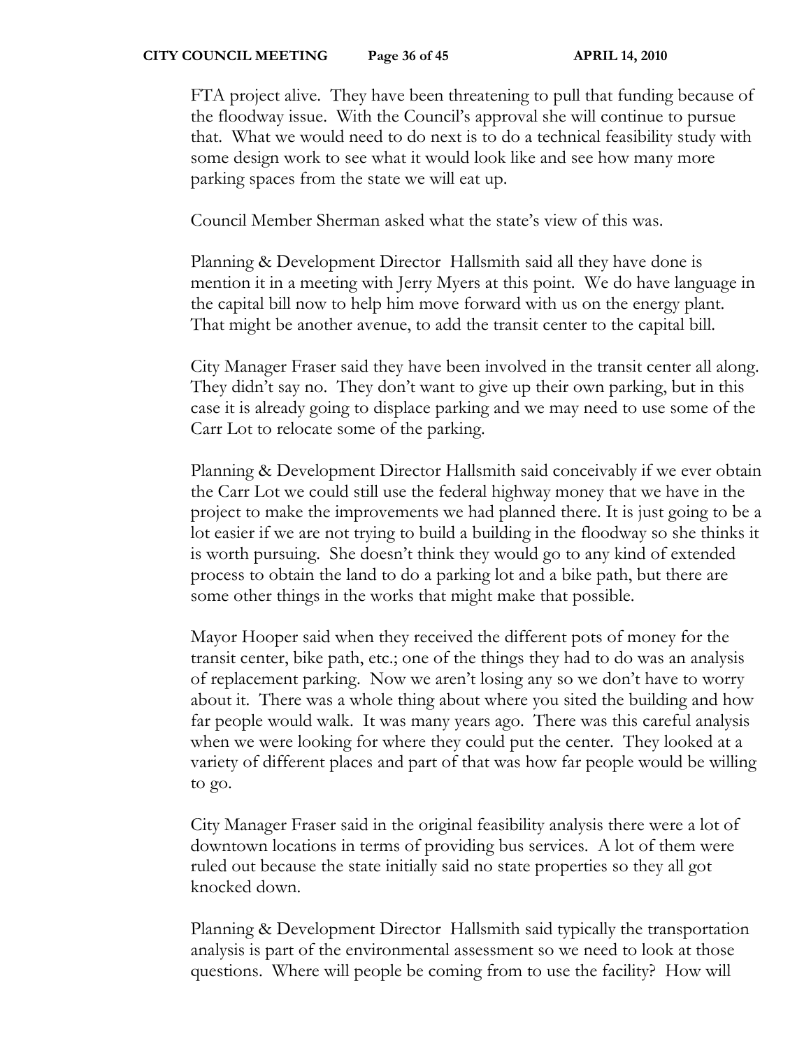FTA project alive. They have been threatening to pull that funding because of the floodway issue. With the Council's approval she will continue to pursue that. What we would need to do next is to do a technical feasibility study with some design work to see what it would look like and see how many more parking spaces from the state we will eat up.

Council Member Sherman asked what the state's view of this was.

Planning & Development Director Hallsmith said all they have done is mention it in a meeting with Jerry Myers at this point. We do have language in the capital bill now to help him move forward with us on the energy plant. That might be another avenue, to add the transit center to the capital bill.

City Manager Fraser said they have been involved in the transit center all along. They didn't say no. They don't want to give up their own parking, but in this case it is already going to displace parking and we may need to use some of the Carr Lot to relocate some of the parking.

Planning & Development Director Hallsmith said conceivably if we ever obtain the Carr Lot we could still use the federal highway money that we have in the project to make the improvements we had planned there. It is just going to be a lot easier if we are not trying to build a building in the floodway so she thinks it is worth pursuing. She doesn't think they would go to any kind of extended process to obtain the land to do a parking lot and a bike path, but there are some other things in the works that might make that possible.

Mayor Hooper said when they received the different pots of money for the transit center, bike path, etc.; one of the things they had to do was an analysis of replacement parking. Now we aren't losing any so we don't have to worry about it. There was a whole thing about where you sited the building and how far people would walk. It was many years ago. There was this careful analysis when we were looking for where they could put the center. They looked at a variety of different places and part of that was how far people would be willing to go.

City Manager Fraser said in the original feasibility analysis there were a lot of downtown locations in terms of providing bus services. A lot of them were ruled out because the state initially said no state properties so they all got knocked down.

Planning & Development Director Hallsmith said typically the transportation analysis is part of the environmental assessment so we need to look at those questions. Where will people be coming from to use the facility? How will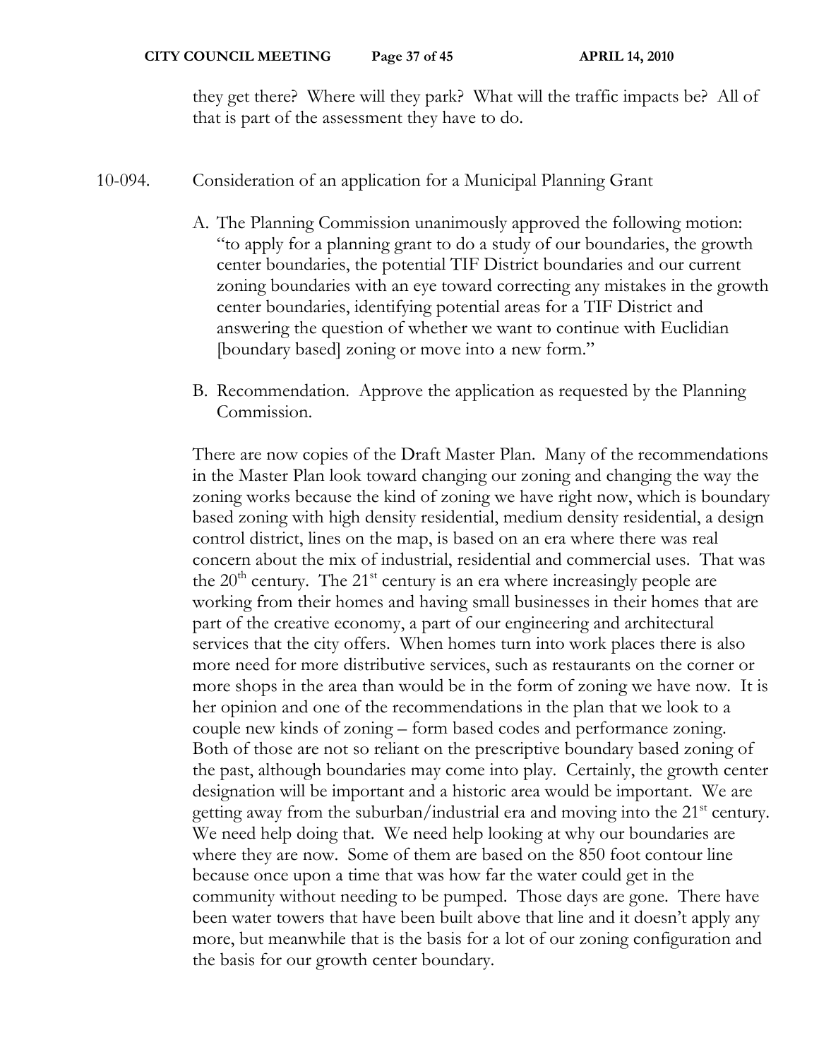they get there? Where will they park? What will the traffic impacts be? All of that is part of the assessment they have to do.

10-094. Consideration of an application for a Municipal Planning Grant

A. The Planning Commission unanimously approved the following motion: "to apply for a planning grant to do a study of our boundaries, the growth center boundaries, the potential TIF District boundaries and our current zoning boundaries with an eye toward correcting any mistakes in the growth center boundaries, identifying potential areas for a TIF District and answering the question of whether we want to continue with Euclidian [boundary based] zoning or move into a new form."

B. Recommendation. Approve the application as requested by the Planning Commission.

There are now copies of the Draft Master Plan. Many of the recommendations in the Master Plan look toward changing our zoning and changing the way the zoning works because the kind of zoning we have right now, which is boundary based zoning with high density residential, medium density residential, a design control district, lines on the map, is based on an era where there was real concern about the mix of industrial, residential and commercial uses. That was the 20th century. The 21st century is an era where increasingly people are working from their homes and having small businesses in their homes that are part of the creative economy, a part of our engineering and architectural services that the city offers. When homes turn into work places there is also more need for more distributive services, such as restaurants on the corner or more shops in the area than would be in the form of zoning we have now. It is her opinion and one of the recommendations in the plan that we look to a couple new kinds of zoning – form based codes and performance zoning. Both of those are not so reliant on the prescriptive boundary based zoning of the past, although boundaries may come into play. Certainly, the growth center designation will be important and a historic area would be important. We are getting away from the suburban/industrial era and moving into the 21st century. We need help doing that. We need help looking at why our boundaries are where they are now. Some of them are based on the 850 foot contour line because once upon a time that was how far the water could get in the community without needing to be pumped. Those days are gone. There have been water towers that have been built above that line and it doesn't apply any more, but meanwhile that is the basis for a lot of our zoning configuration and the basis for our growth center boundary.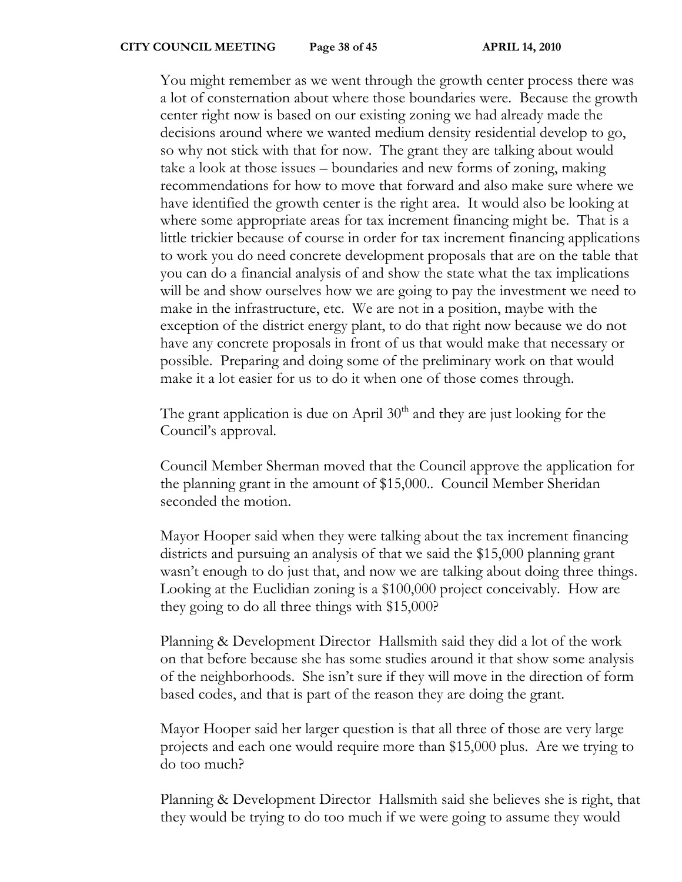You might remember as we went through the growth center process there was a lot of consternation about where those boundaries were. Because the growth center right now is based on our existing zoning we had already made the decisions around where we wanted medium density residential develop to go, so why not stick with that for now. The grant they are talking about would take a look at those issues – boundaries and new forms of zoning, making recommendations for how to move that forward and also make sure where we have identified the growth center is the right area. It would also be looking at where some appropriate areas for tax increment financing might be. That is a little trickier because of course in order for tax increment financing applications to work you do need concrete development proposals that are on the table that you can do a financial analysis of and show the state what the tax implications will be and show ourselves how we are going to pay the investment we need to make in the infrastructure, etc. We are not in a position, maybe with the exception of the district energy plant, to do that right now because we do not have any concrete proposals in front of us that would make that necessary or possible. Preparing and doing some of the preliminary work on that would make it a lot easier for us to do it when one of those comes through.

The grant application is due on April 30th and they are just looking for the Council's approval.

Council Member Sherman moved that the Council approve the application for the planning grant in the amount of $15,000.. Council Member Sheridan seconded the motion.

Mayor Hooper said when they were talking about the tax increment financing districts and pursuing an analysis of that we said the $15,000 planning grant wasn't enough to do just that, and now we are talking about doing three things. Looking at the Euclidian zoning is a $100,000 project conceivably. How are they going to do all three things with $15,000?

Planning & Development Director Hallsmith said they did a lot of the work on that before because she has some studies around it that show some analysis of the neighborhoods. She isn't sure if they will move in the direction of form based codes, and that is part of the reason they are doing the grant.

Mayor Hooper said her larger question is that all three of those are very large projects and each one would require more than $15,000 plus. Are we trying to do too much?

Planning & Development Director Hallsmith said she believes she is right, that they would be trying to do too much if we were going to assume they would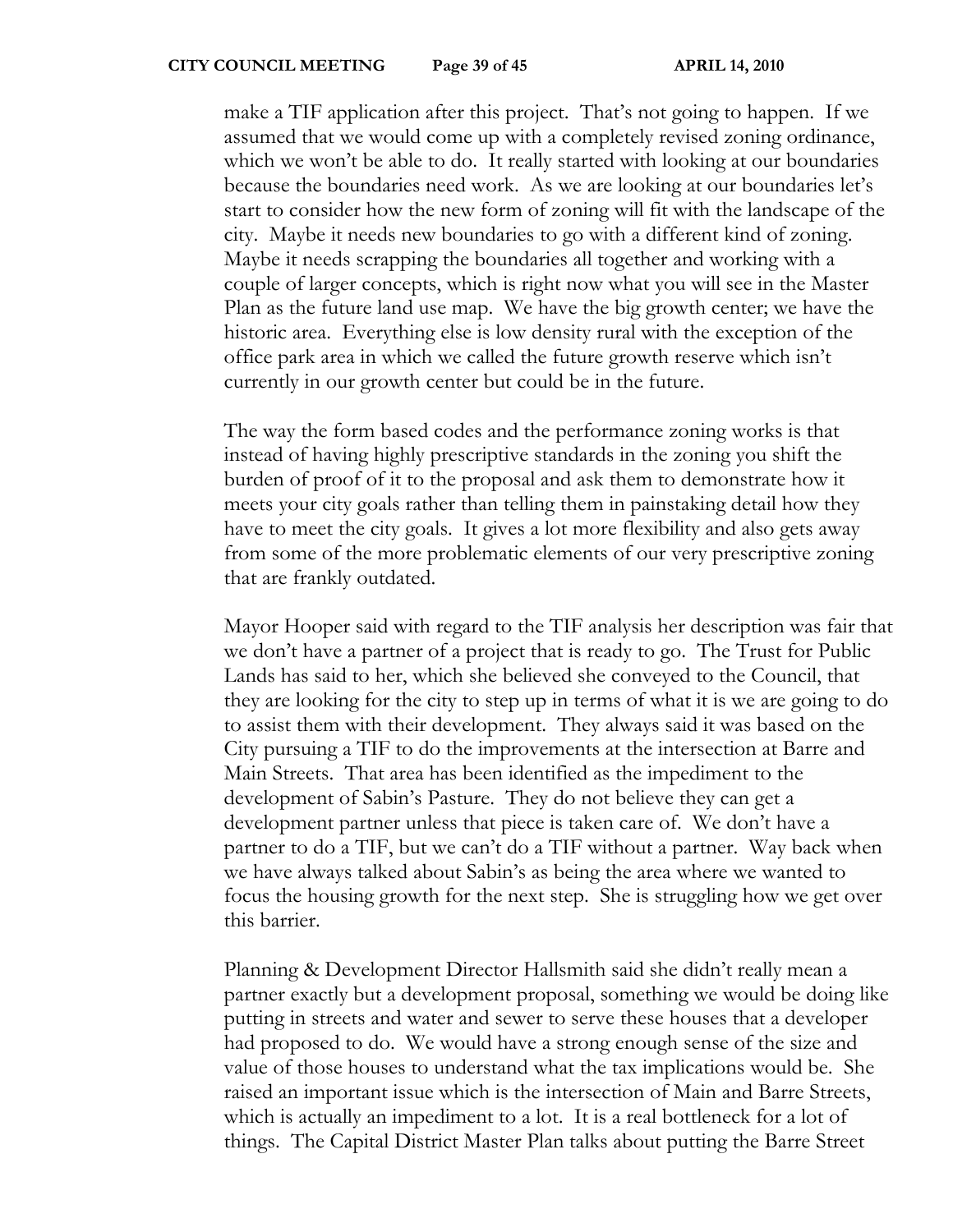make a TIF application after this project. That's not going to happen. If we assumed that we would come up with a completely revised zoning ordinance, which we won't be able to do. It really started with looking at our boundaries because the boundaries need work. As we are looking at our boundaries let's start to consider how the new form of zoning will fit with the landscape of the city. Maybe it needs new boundaries to go with a different kind of zoning. Maybe it needs scrapping the boundaries all together and working with a couple of larger concepts, which is right now what you will see in the Master Plan as the future land use map. We have the big growth center; we have the historic area. Everything else is low density rural with the exception of the office park area in which we called the future growth reserve which isn't currently in our growth center but could be in the future.

The way the form based codes and the performance zoning works is that instead of having highly prescriptive standards in the zoning you shift the burden of proof of it to the proposal and ask them to demonstrate how it meets your city goals rather than telling them in painstaking detail how they have to meet the city goals. It gives a lot more flexibility and also gets away from some of the more problematic elements of our very prescriptive zoning that are frankly outdated.

Mayor Hooper said with regard to the TIF analysis her description was fair that we don't have a partner of a project that is ready to go. The Trust for Public Lands has said to her, which she believed she conveyed to the Council, that they are looking for the city to step up in terms of what it is we are going to do to assist them with their development. They always said it was based on the City pursuing a TIF to do the improvements at the intersection at Barre and Main Streets. That area has been identified as the impediment to the development of Sabin's Pasture. They do not believe they can get a development partner unless that piece is taken care of. We don't have a partner to do a TIF, but we can't do a TIF without a partner. Way back when we have always talked about Sabin's as being the area where we wanted to focus the housing growth for the next step. She is struggling how we get over this barrier.

Planning & Development Director Hallsmith said she didn't really mean a partner exactly but a development proposal, something we would be doing like putting in streets and water and sewer to serve these houses that a developer had proposed to do. We would have a strong enough sense of the size and value of those houses to understand what the tax implications would be. She raised an important issue which is the intersection of Main and Barre Streets, which is actually an impediment to a lot. It is a real bottleneck for a lot of things. The Capital District Master Plan talks about putting the Barre Street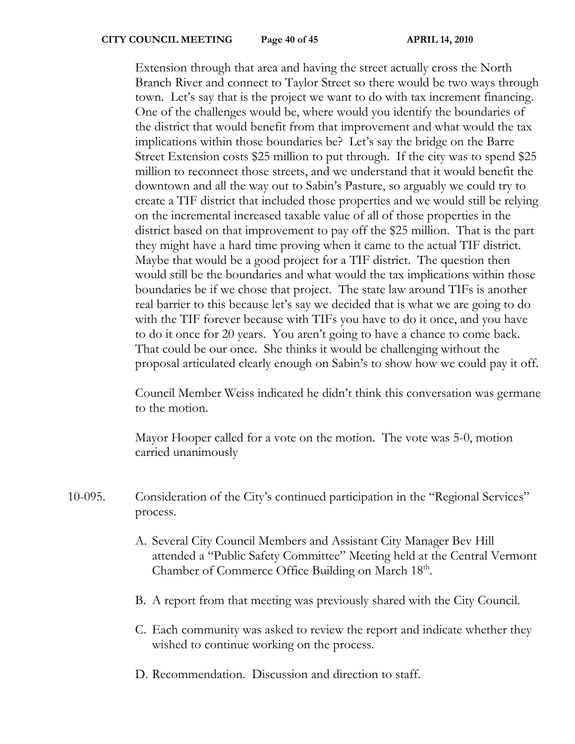Extension through that area and having the street actually cross the North Branch River and connect to Taylor Street so there would be two ways through town. Let's say that is the project we want to do with tax increment financing. One of the challenges would be, where would you identify the boundaries of the district that would benefit from that improvement and what would the tax implications within those boundaries be? Let's say the bridge on the Barre Street Extension costs $25 million to put through. If the city was to spend $25 million to reconnect those streets, and we understand that it would benefit the downtown and all the way out to Sabin's Pasture, so arguably we could try to create a TIF district that included those properties and we would still be relying on the incremental increased taxable value of all of those properties in the district based on that improvement to pay off the $25 million. That is the part they might have a hard time proving when it came to the actual TIF district. Maybe that would be a good project for a TIF district. The question then would still be the boundaries and what would the tax implications within those boundaries be if we chose that project. The state law around TIFs is another real barrier to this because let's say we decided that is what we are going to do with the TIF forever because with TIFs you have to do it once, and you have to do it once for 20 years. You aren't going to have a chance to come back. That could be our once. She thinks it would be challenging without the proposal articulated clearly enough on Sabin's to show how we could pay it off.

Council Member Weiss indicated he didn't think this conversation was germane to the motion.

Mayor Hooper called for a vote on the motion. The vote was 5-0, motion carried unanimously

10-095. Consideration of the City's continued participation in the "Regional Services" process.

A. Several City Council Members and Assistant City Manager Bev Hill attended a "Public Safety Committee" Meeting held at the Central Vermont Chamber of Commerce Office Building on March 18th.

B. A report from that meeting was previously shared with the City Council.

C. Each community was asked to review the report and indicate whether they wished to continue working on the process.

D. Recommendation. Discussion and direction to staff.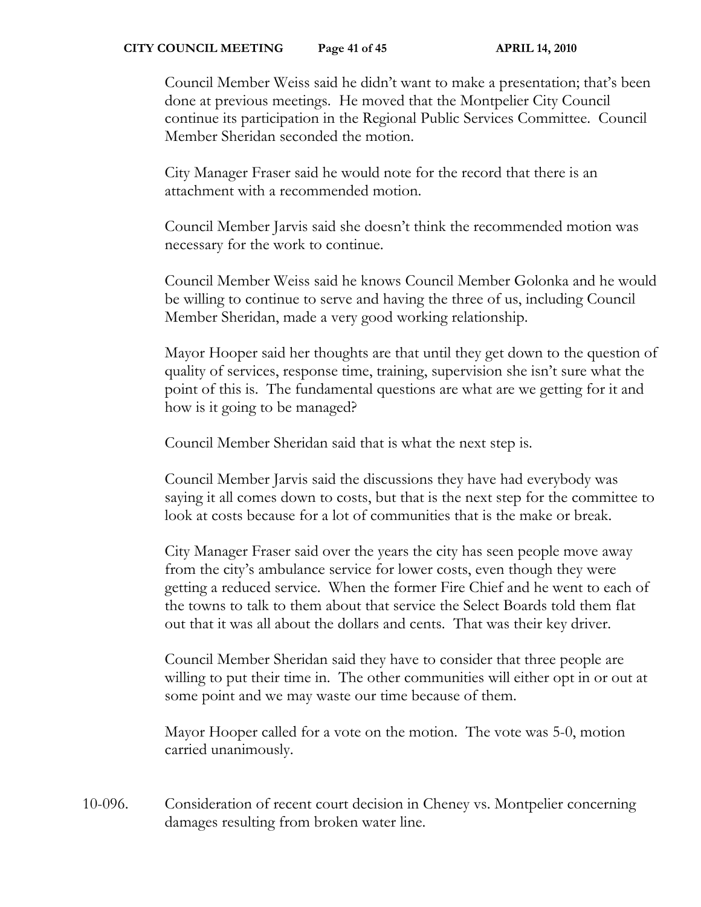Council Member Weiss said he didn't want to make a presentation; that's been done at previous meetings. He moved that the Montpelier City Council continue its participation in the Regional Public Services Committee. Council Member Sheridan seconded the motion.

City Manager Fraser said he would note for the record that there is an attachment with a recommended motion.

Council Member Jarvis said she doesn't think the recommended motion was necessary for the work to continue.

Council Member Weiss said he knows Council Member Golonka and he would be willing to continue to serve and having the three of us, including Council Member Sheridan, made a very good working relationship.

Mayor Hooper said her thoughts are that until they get down to the question of quality of services, response time, training, supervision she isn't sure what the point of this is. The fundamental questions are what are we getting for it and how is it going to be managed?

Council Member Sheridan said that is what the next step is.

Council Member Jarvis said the discussions they have had everybody was saying it all comes down to costs, but that is the next step for the committee to look at costs because for a lot of communities that is the make or break.

City Manager Fraser said over the years the city has seen people move away from the city's ambulance service for lower costs, even though they were getting a reduced service. When the former Fire Chief and he went to each of the towns to talk to them about that service the Select Boards told them flat out that it was all about the dollars and cents. That was their key driver.

Council Member Sheridan said they have to consider that three people are willing to put their time in. The other communities will either opt in or out at some point and we may waste our time because of them.

Mayor Hooper called for a vote on the motion. The vote was 5-0, motion carried unanimously.

10-096. Consideration of recent court decision in Cheney vs. Montpelier concerning damages resulting from broken water line.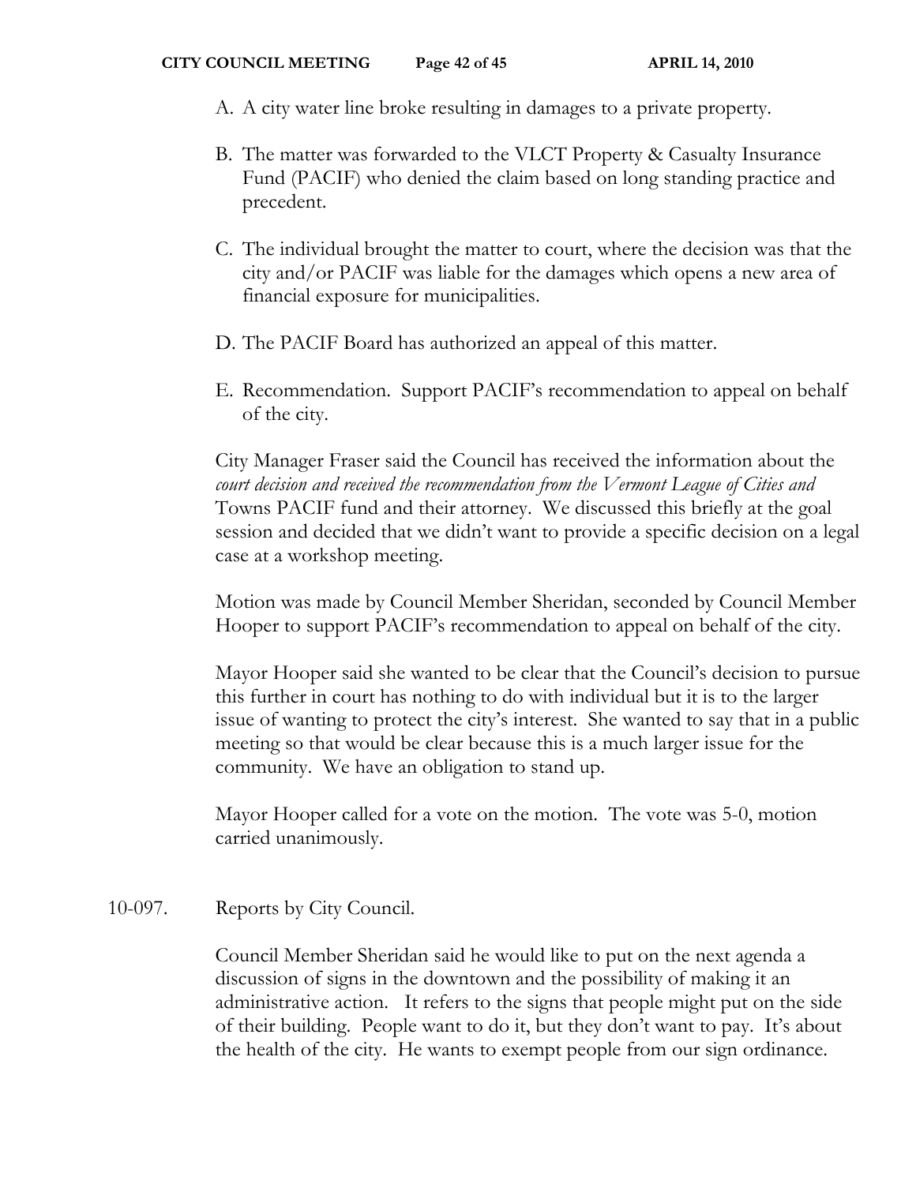A. A city water line broke resulting in damages to a private property.

B. The matter was forwarded to the VLCT Property & Casualty Insurance Fund (PACIF) who denied the claim based on long standing practice and precedent.

C. The individual brought the matter to court, where the decision was that the city and/or PACIF was liable for the damages which opens a new area of financial exposure for municipalities.

D. The PACIF Board has authorized an appeal of this matter.

E. Recommendation. Support PACIF's recommendation to appeal on behalf of the city.

City Manager Fraser said the Council has received the information about the *court decision and received the recommendation from the Vermont League of Cities and* Towns PACIF fund and their attorney. We discussed this briefly at the goal session and decided that we didn't want to provide a specific decision on a legal case at a workshop meeting.

Motion was made by Council Member Sheridan, seconded by Council Member Hooper to support PACIF's recommendation to appeal on behalf of the city.

Mayor Hooper said she wanted to be clear that the Council's decision to pursue this further in court has nothing to do with individual but it is to the larger issue of wanting to protect the city's interest. She wanted to say that in a public meeting so that would be clear because this is a much larger issue for the community. We have an obligation to stand up.

Mayor Hooper called for a vote on the motion. The vote was 5-0, motion carried unanimously.

10-097. Reports by City Council.

Council Member Sheridan said he would like to put on the next agenda a discussion of signs in the downtown and the possibility of making it an administrative action. It refers to the signs that people might put on the side of their building. People want to do it, but they don't want to pay. It's about the health of the city. He wants to exempt people from our sign ordinance.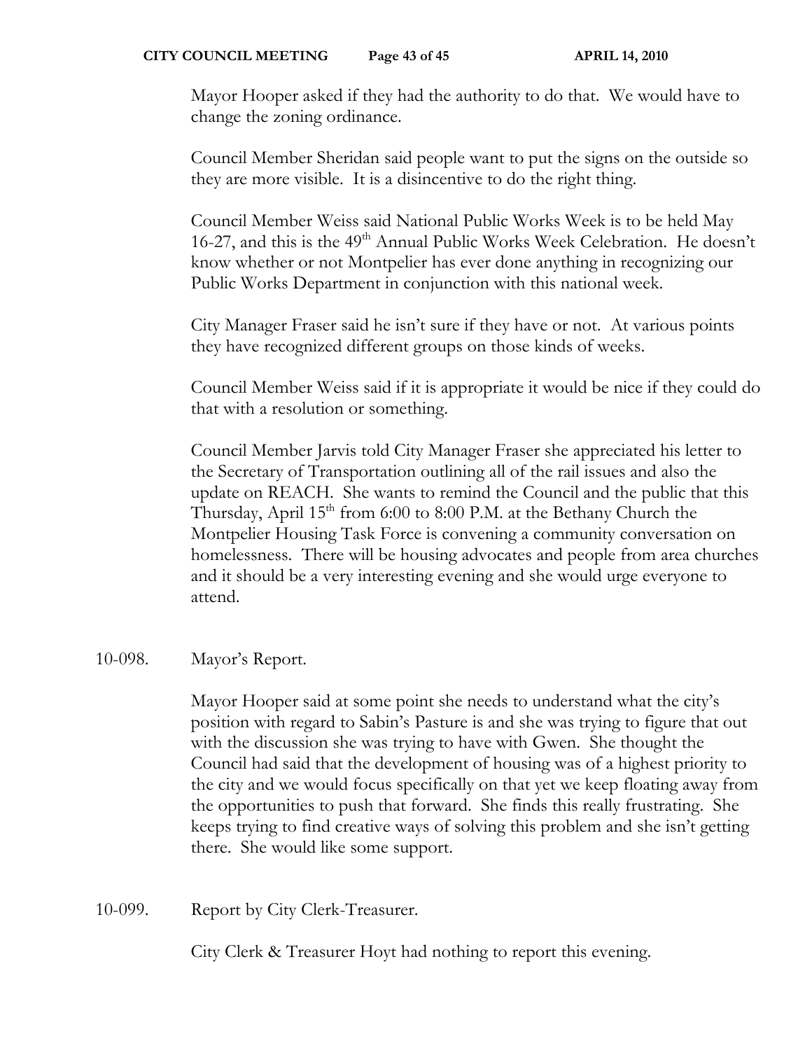Mayor Hooper asked if they had the authority to do that. We would have to change the zoning ordinance.

Council Member Sheridan said people want to put the signs on the outside so they are more visible. It is a disincentive to do the right thing.

Council Member Weiss said National Public Works Week is to be held May 16-27, and this is the 49th Annual Public Works Week Celebration. He doesn't know whether or not Montpelier has ever done anything in recognizing our Public Works Department in conjunction with this national week.

City Manager Fraser said he isn't sure if they have or not. At various points they have recognized different groups on those kinds of weeks.

Council Member Weiss said if it is appropriate it would be nice if they could do that with a resolution or something.

Council Member Jarvis told City Manager Fraser she appreciated his letter to the Secretary of Transportation outlining all of the rail issues and also the update on REACH. She wants to remind the Council and the public that this Thursday, April 15th from 6:00 to 8:00 P.M. at the Bethany Church the Montpelier Housing Task Force is convening a community conversation on homelessness. There will be housing advocates and people from area churches and it should be a very interesting evening and she would urge everyone to attend.

10-098. Mayor's Report.

Mayor Hooper said at some point she needs to understand what the city's position with regard to Sabin's Pasture is and she was trying to figure that out with the discussion she was trying to have with Gwen. She thought the Council had said that the development of housing was of a highest priority to the city and we would focus specifically on that yet we keep floating away from the opportunities to push that forward. She finds this really frustrating. She keeps trying to find creative ways of solving this problem and she isn't getting there. She would like some support.

10-099. Report by City Clerk-Treasurer.

City Clerk & Treasurer Hoyt had nothing to report this evening.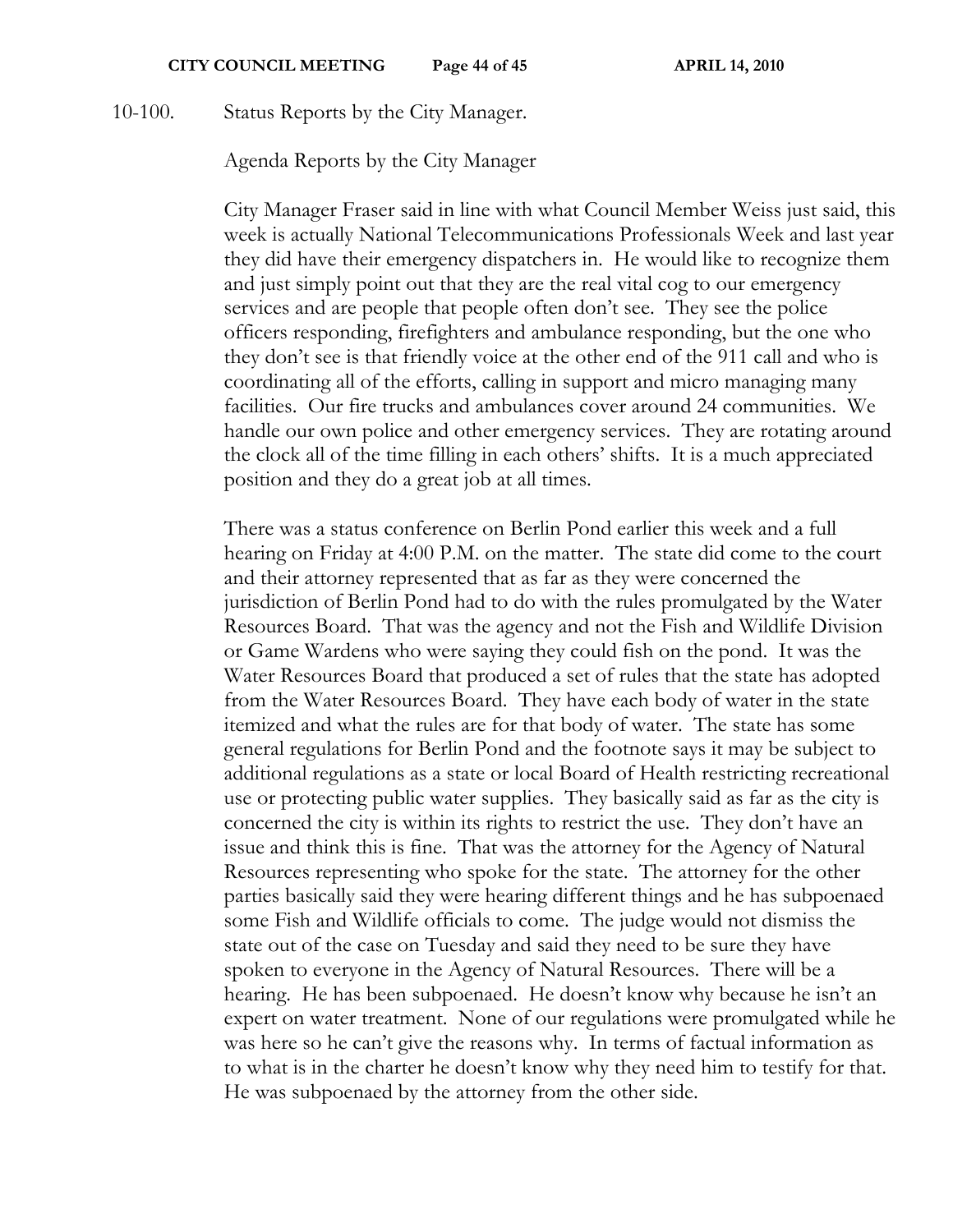10-100. Status Reports by the City Manager.

Agenda Reports by the City Manager

City Manager Fraser said in line with what Council Member Weiss just said, this week is actually National Telecommunications Professionals Week and last year they did have their emergency dispatchers in. He would like to recognize them and just simply point out that they are the real vital cog to our emergency services and are people that people often don't see. They see the police officers responding, firefighters and ambulance responding, but the one who they don't see is that friendly voice at the other end of the 911 call and who is coordinating all of the efforts, calling in support and micro managing many facilities. Our fire trucks and ambulances cover around 24 communities. We handle our own police and other emergency services. They are rotating around the clock all of the time filling in each others' shifts. It is a much appreciated position and they do a great job at all times.

There was a status conference on Berlin Pond earlier this week and a full hearing on Friday at 4:00 P.M. on the matter. The state did come to the court and their attorney represented that as far as they were concerned the jurisdiction of Berlin Pond had to do with the rules promulgated by the Water Resources Board. That was the agency and not the Fish and Wildlife Division or Game Wardens who were saying they could fish on the pond. It was the Water Resources Board that produced a set of rules that the state has adopted from the Water Resources Board. They have each body of water in the state itemized and what the rules are for that body of water. The state has some general regulations for Berlin Pond and the footnote says it may be subject to additional regulations as a state or local Board of Health restricting recreational use or protecting public water supplies. They basically said as far as the city is concerned the city is within its rights to restrict the use. They don't have an issue and think this is fine. That was the attorney for the Agency of Natural Resources representing who spoke for the state. The attorney for the other parties basically said they were hearing different things and he has subpoenaed some Fish and Wildlife officials to come. The judge would not dismiss the state out of the case on Tuesday and said they need to be sure they have spoken to everyone in the Agency of Natural Resources. There will be a hearing. He has been subpoenaed. He doesn't know why because he isn't an expert on water treatment. None of our regulations were promulgated while he was here so he can't give the reasons why. In terms of factual information as to what is in the charter he doesn't know why they need him to testify for that. He was subpoenaed by the attorney from the other side.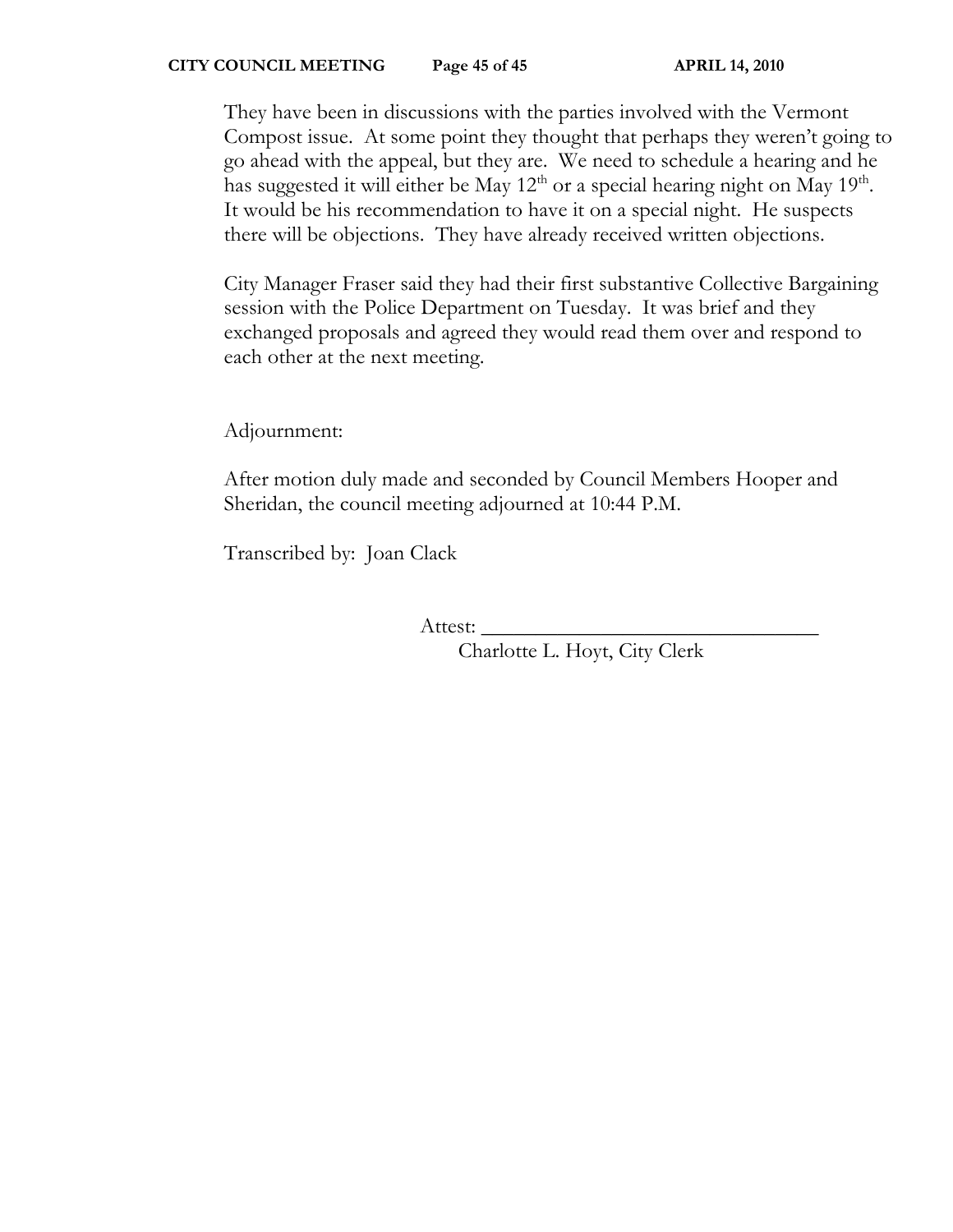They have been in discussions with the parties involved with the Vermont Compost issue. At some point they thought that perhaps they weren't going to go ahead with the appeal, but they are. We need to schedule a hearing and he has suggested it will either be May 12th or a special hearing night on May 19th. It would be his recommendation to have it on a special night. He suspects there will be objections. They have already received written objections.

City Manager Fraser said they had their first substantive Collective Bargaining session with the Police Department on Tuesday. It was brief and they exchanged proposals and agreed they would read them over and respond to each other at the next meeting.

Adjournment:

After motion duly made and seconded by Council Members Hooper and Sheridan, the council meeting adjourned at 10:44 P.M.

Transcribed by: Joan Clack

Attest: ________________________________

Charlotte L. Hoyt, City Clerk